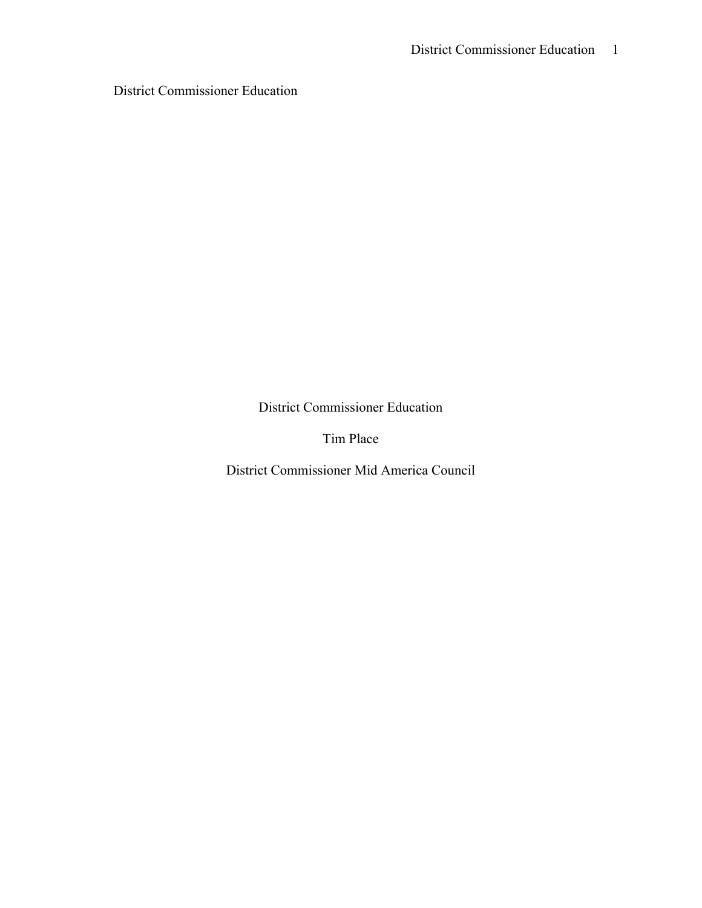# District Commissioner Education

Tim Place

District Commissioner Mid America Council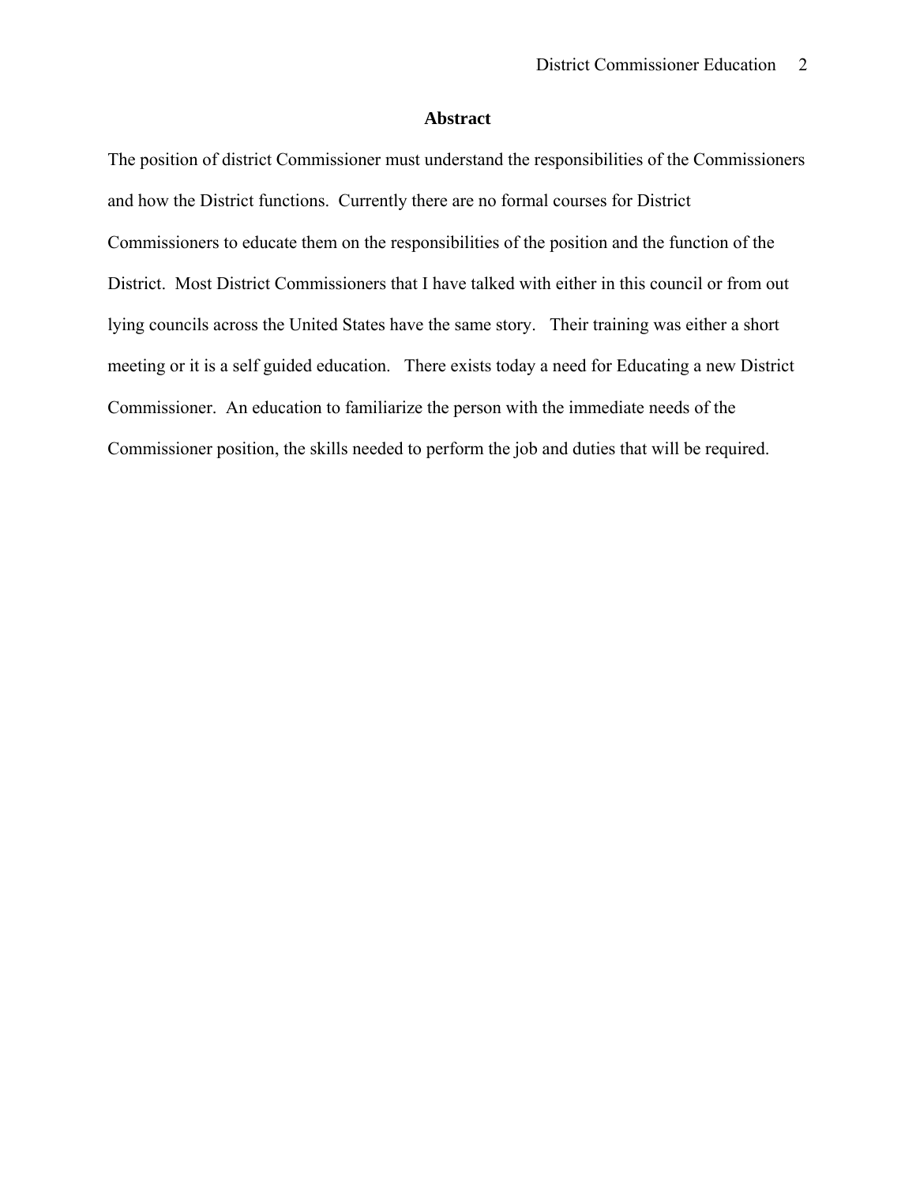**Abstract**

The position of district Commissioner must understand the responsibilities of the Commissioners and how the District functions. Currently there are no formal courses for District Commissioners to educate them on the responsibilities of the position and the function of the District. Most District Commissioners that I have talked with either in this council or from out lying councils across the United States have the same story. Their training was either a short meeting or it is a self guided education. There exists today a need for Educating a new District Commissioner. An education to familiarize the person with the immediate needs of the Commissioner position, the skills needed to perform the job and duties that will be required.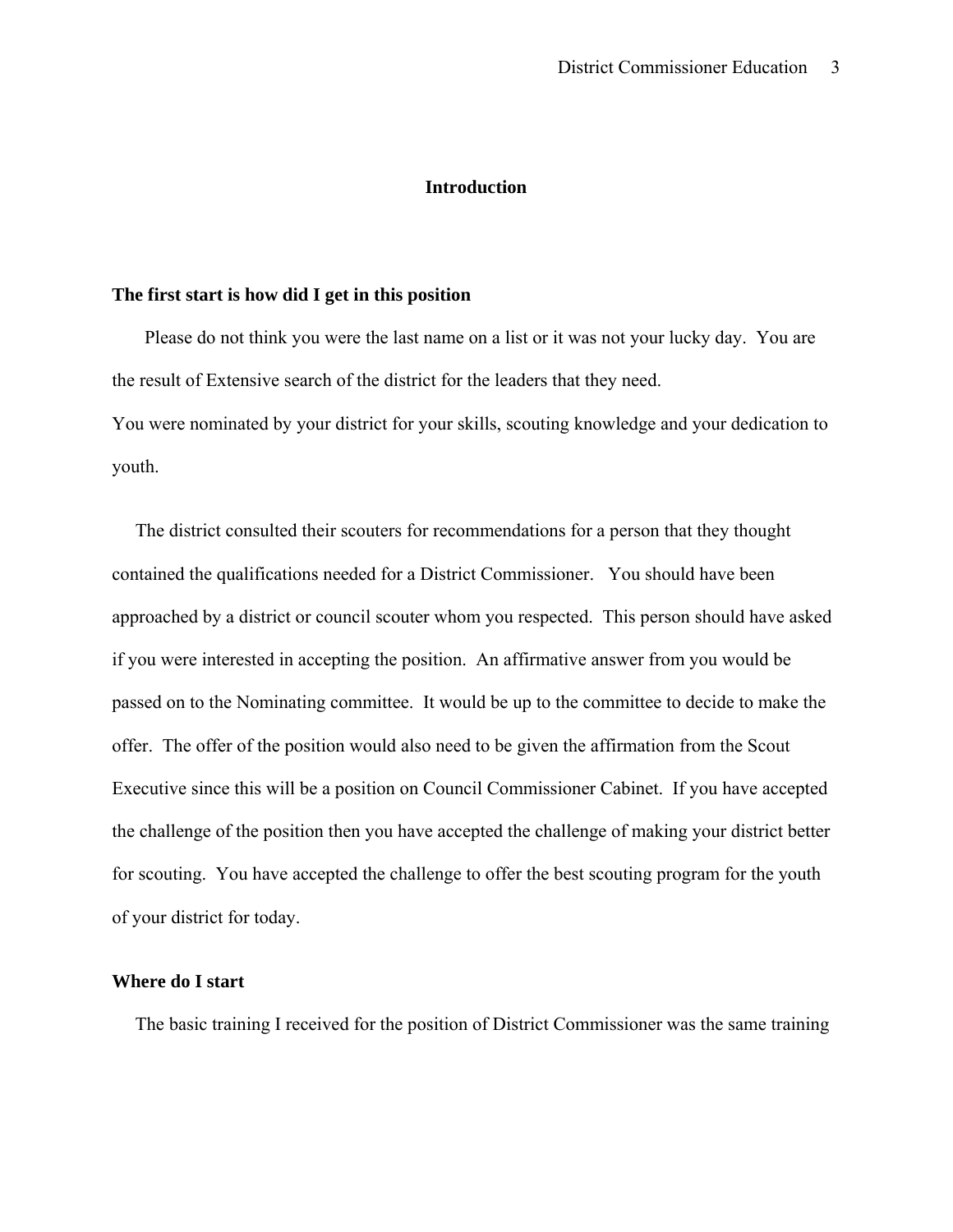# Introduction

## The first start is how did I get in this position

Please do not think you were the last name on a list or it was not your lucky day. You are the result of Extensive search of the district for the leaders that they need.
You were nominated by your district for your skills, scouting knowledge and your dedication to youth.

The district consulted their scouters for recommendations for a person that they thought contained the qualifications needed for a District Commissioner. You should have been approached by a district or council scouter whom you respected. This person should have asked if you were interested in accepting the position. An affirmative answer from you would be passed on to the Nominating committee. It would be up to the committee to decide to make the offer. The offer of the position would also need to be given the affirmation from the Scout Executive since this will be a position on Council Commissioner Cabinet. If you have accepted the challenge of the position then you have accepted the challenge of making your district better for scouting. You have accepted the challenge to offer the best scouting program for the youth of your district for today.

## Where do I start

The basic training I received for the position of District Commissioner was the same training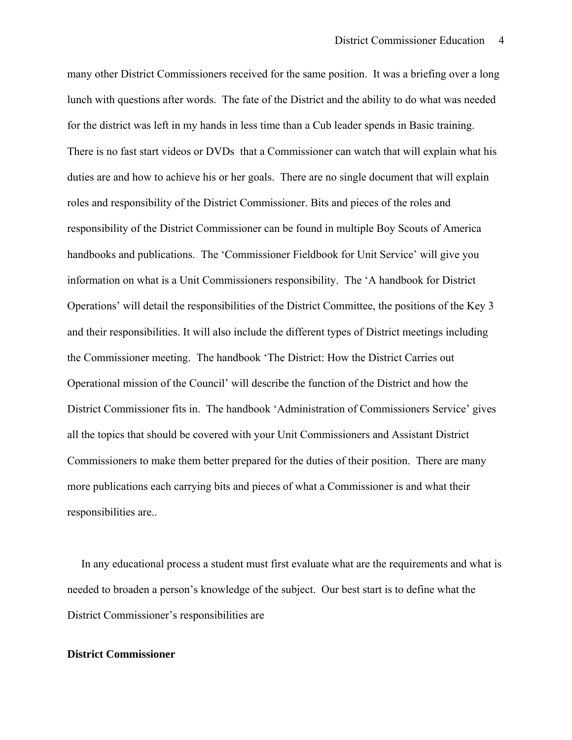many other District Commissioners received for the same position. It was a briefing over a long lunch with questions after words. The fate of the District and the ability to do what was needed for the district was left in my hands in less time than a Cub leader spends in Basic training. There is no fast start videos or DVDs that a Commissioner can watch that will explain what his duties are and how to achieve his or her goals. There are no single document that will explain roles and responsibility of the District Commissioner. Bits and pieces of the roles and responsibility of the District Commissioner can be found in multiple Boy Scouts of America handbooks and publications. The 'Commissioner Fieldbook for Unit Service' will give you information on what is a Unit Commissioners responsibility. The 'A handbook for District Operations' will detail the responsibilities of the District Committee, the positions of the Key 3 and their responsibilities. It will also include the different types of District meetings including the Commissioner meeting. The handbook 'The District: How the District Carries out Operational mission of the Council' will describe the function of the District and how the District Commissioner fits in. The handbook 'Administration of Commissioners Service' gives all the topics that should be covered with your Unit Commissioners and Assistant District Commissioners to make them better prepared for the duties of their position. There are many more publications each carrying bits and pieces of what a Commissioner is and what their responsibilities are..

In any educational process a student must first evaluate what are the requirements and what is needed to broaden a person's knowledge of the subject. Our best start is to define what the District Commissioner's responsibilities are

**District Commissioner**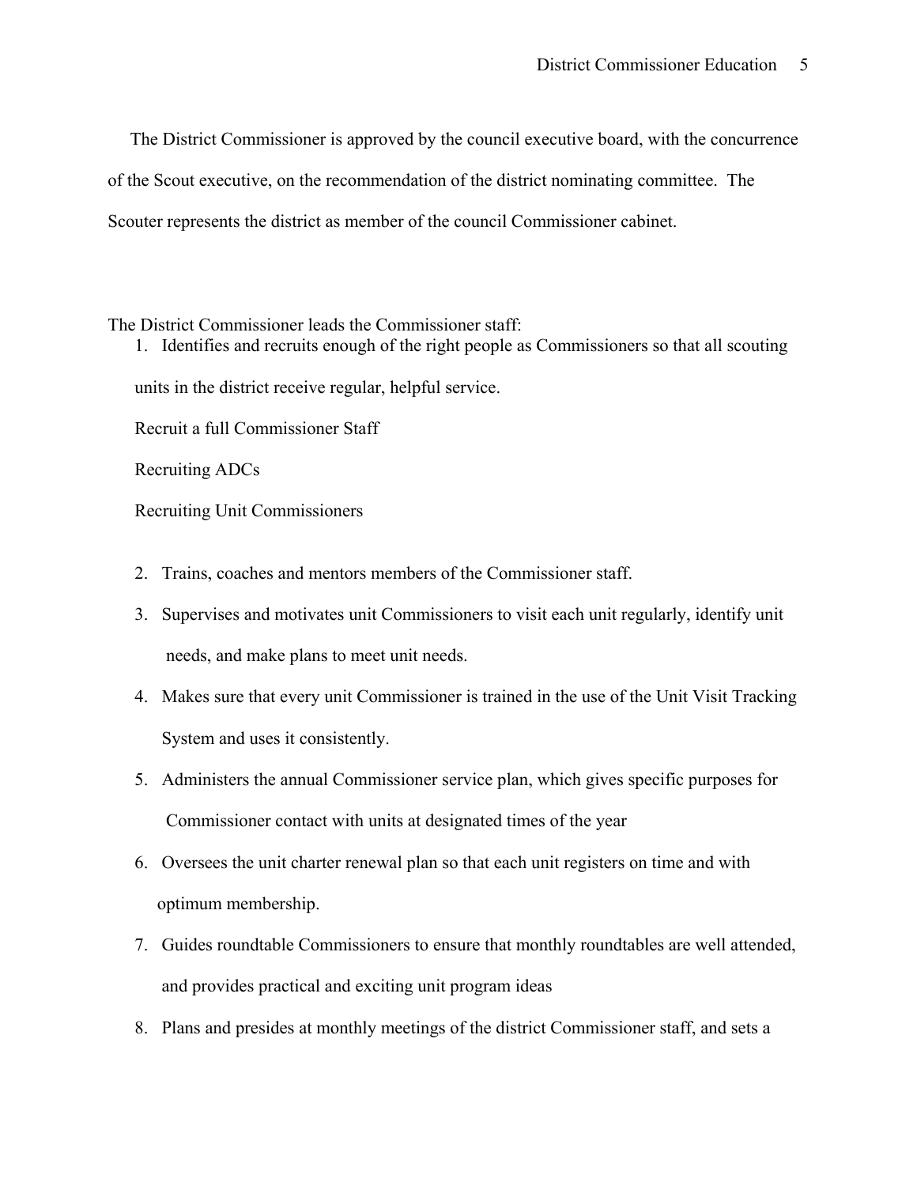The District Commissioner is approved by the council executive board, with the concurrence of the Scout executive, on the recommendation of the district nominating committee. The Scouter represents the district as member of the council Commissioner cabinet.

The District Commissioner leads the Commissioner staff:

1. Identifies and recruits enough of the right people as Commissioners so that all scouting units in the district receive regular, helpful service.

   Recruit a full Commissioner Staff

   Recruiting ADCs

   Recruiting Unit Commissioners

2. Trains, coaches and mentors members of the Commissioner staff.
3. Supervises and motivates unit Commissioners to visit each unit regularly, identify unit needs, and make plans to meet unit needs.
4. Makes sure that every unit Commissioner is trained in the use of the Unit Visit Tracking System and uses it consistently.
5. Administers the annual Commissioner service plan, which gives specific purposes for Commissioner contact with units at designated times of the year
6. Oversees the unit charter renewal plan so that each unit registers on time and with optimum membership.
7. Guides roundtable Commissioners to ensure that monthly roundtables are well attended, and provides practical and exciting unit program ideas
8. Plans and presides at monthly meetings of the district Commissioner staff, and sets a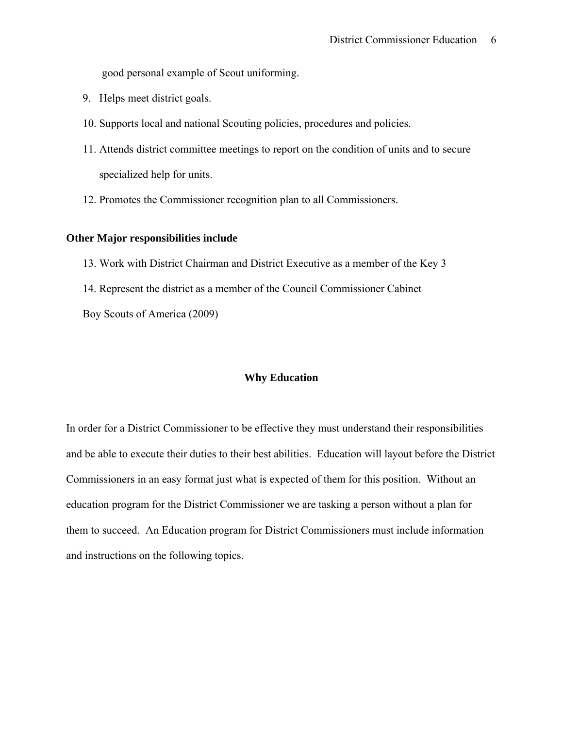good personal example of Scout uniforming.

9. Helps meet district goals.
10. Supports local and national Scouting policies, procedures and policies.
11. Attends district committee meetings to report on the condition of units and to secure specialized help for units.
12. Promotes the Commissioner recognition plan to all Commissioners.

**Other Major responsibilities include**

13. Work with District Chairman and District Executive as a member of the Key 3
14. Represent the district as a member of the Council Commissioner Cabinet

Boy Scouts of America (2009)

## Why Education

In order for a District Commissioner to be effective they must understand their responsibilities and be able to execute their duties to their best abilities. Education will layout before the District Commissioners in an easy format just what is expected of them for this position. Without an education program for the District Commissioner we are tasking a person without a plan for them to succeed. An Education program for District Commissioners must include information and instructions on the following topics.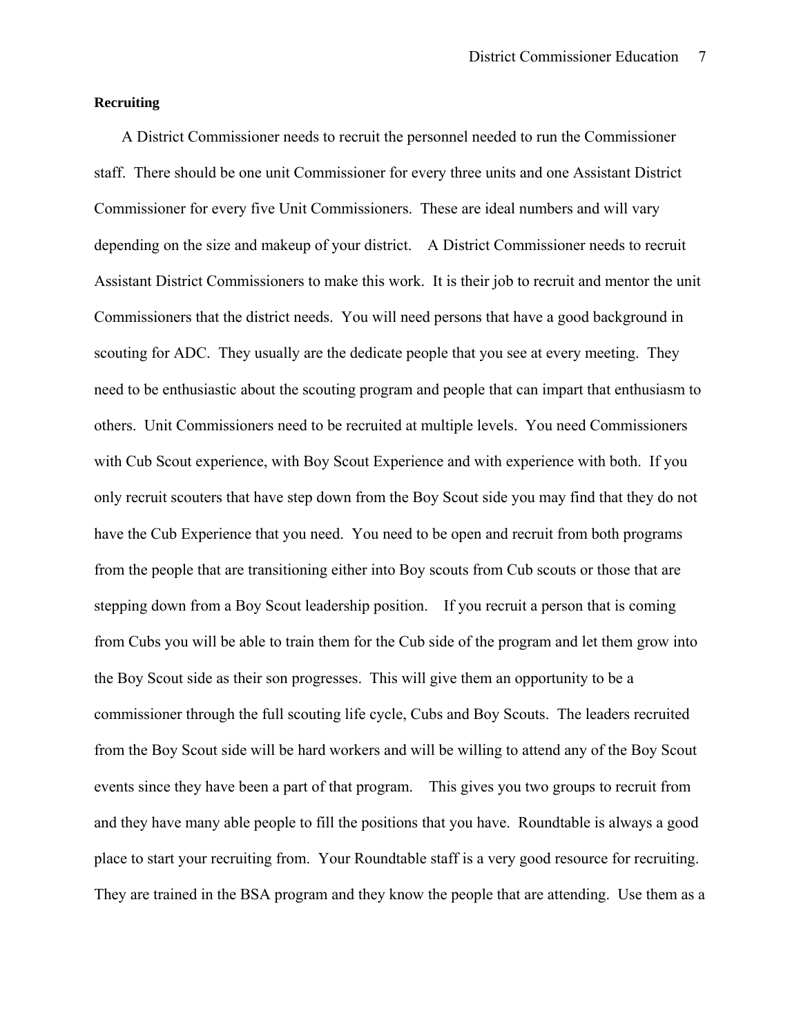**Recruiting**

A District Commissioner needs to recruit the personnel needed to run the Commissioner staff. There should be one unit Commissioner for every three units and one Assistant District Commissioner for every five Unit Commissioners. These are ideal numbers and will vary depending on the size and makeup of your district. A District Commissioner needs to recruit Assistant District Commissioners to make this work. It is their job to recruit and mentor the unit Commissioners that the district needs. You will need persons that have a good background in scouting for ADC. They usually are the dedicate people that you see at every meeting. They need to be enthusiastic about the scouting program and people that can impart that enthusiasm to others. Unit Commissioners need to be recruited at multiple levels. You need Commissioners with Cub Scout experience, with Boy Scout Experience and with experience with both. If you only recruit scouters that have step down from the Boy Scout side you may find that they do not have the Cub Experience that you need. You need to be open and recruit from both programs from the people that are transitioning either into Boy scouts from Cub scouts or those that are stepping down from a Boy Scout leadership position. If you recruit a person that is coming from Cubs you will be able to train them for the Cub side of the program and let them grow into the Boy Scout side as their son progresses. This will give them an opportunity to be a commissioner through the full scouting life cycle, Cubs and Boy Scouts. The leaders recruited from the Boy Scout side will be hard workers and will be willing to attend any of the Boy Scout events since they have been a part of that program. This gives you two groups to recruit from and they have many able people to fill the positions that you have. Roundtable is always a good place to start your recruiting from. Your Roundtable staff is a very good resource for recruiting. They are trained in the BSA program and they know the people that are attending. Use them as a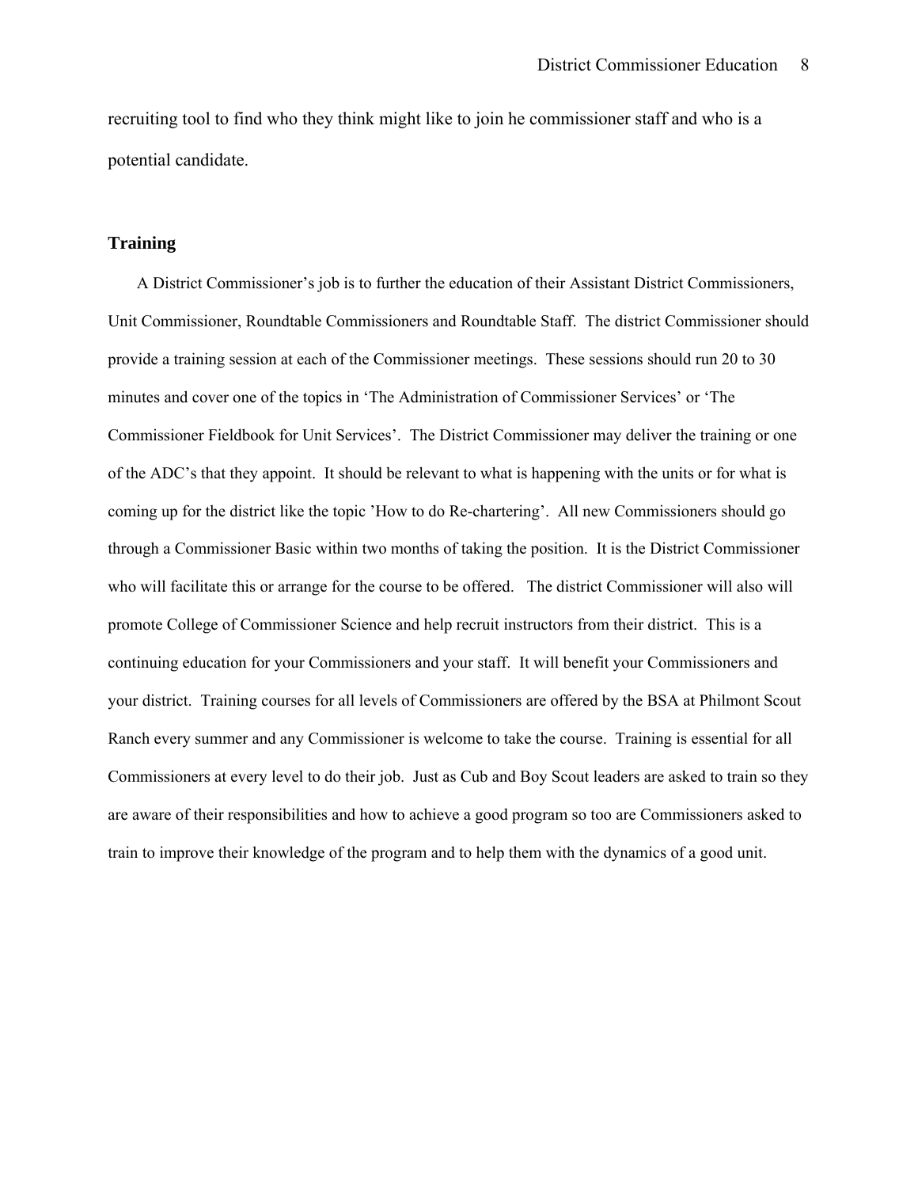recruiting tool to find who they think might like to join he commissioner staff and who is a potential candidate.

## Training

A District Commissioner's job is to further the education of their Assistant District Commissioners, Unit Commissioner, Roundtable Commissioners and Roundtable Staff. The district Commissioner should provide a training session at each of the Commissioner meetings. These sessions should run 20 to 30 minutes and cover one of the topics in 'The Administration of Commissioner Services' or 'The Commissioner Fieldbook for Unit Services'. The District Commissioner may deliver the training or one of the ADC's that they appoint. It should be relevant to what is happening with the units or for what is coming up for the district like the topic 'How to do Re-chartering'. All new Commissioners should go through a Commissioner Basic within two months of taking the position. It is the District Commissioner who will facilitate this or arrange for the course to be offered. The district Commissioner will also will promote College of Commissioner Science and help recruit instructors from their district. This is a continuing education for your Commissioners and your staff. It will benefit your Commissioners and your district. Training courses for all levels of Commissioners are offered by the BSA at Philmont Scout Ranch every summer and any Commissioner is welcome to take the course. Training is essential for all Commissioners at every level to do their job. Just as Cub and Boy Scout leaders are asked to train so they are aware of their responsibilities and how to achieve a good program so too are Commissioners asked to train to improve their knowledge of the program and to help them with the dynamics of a good unit.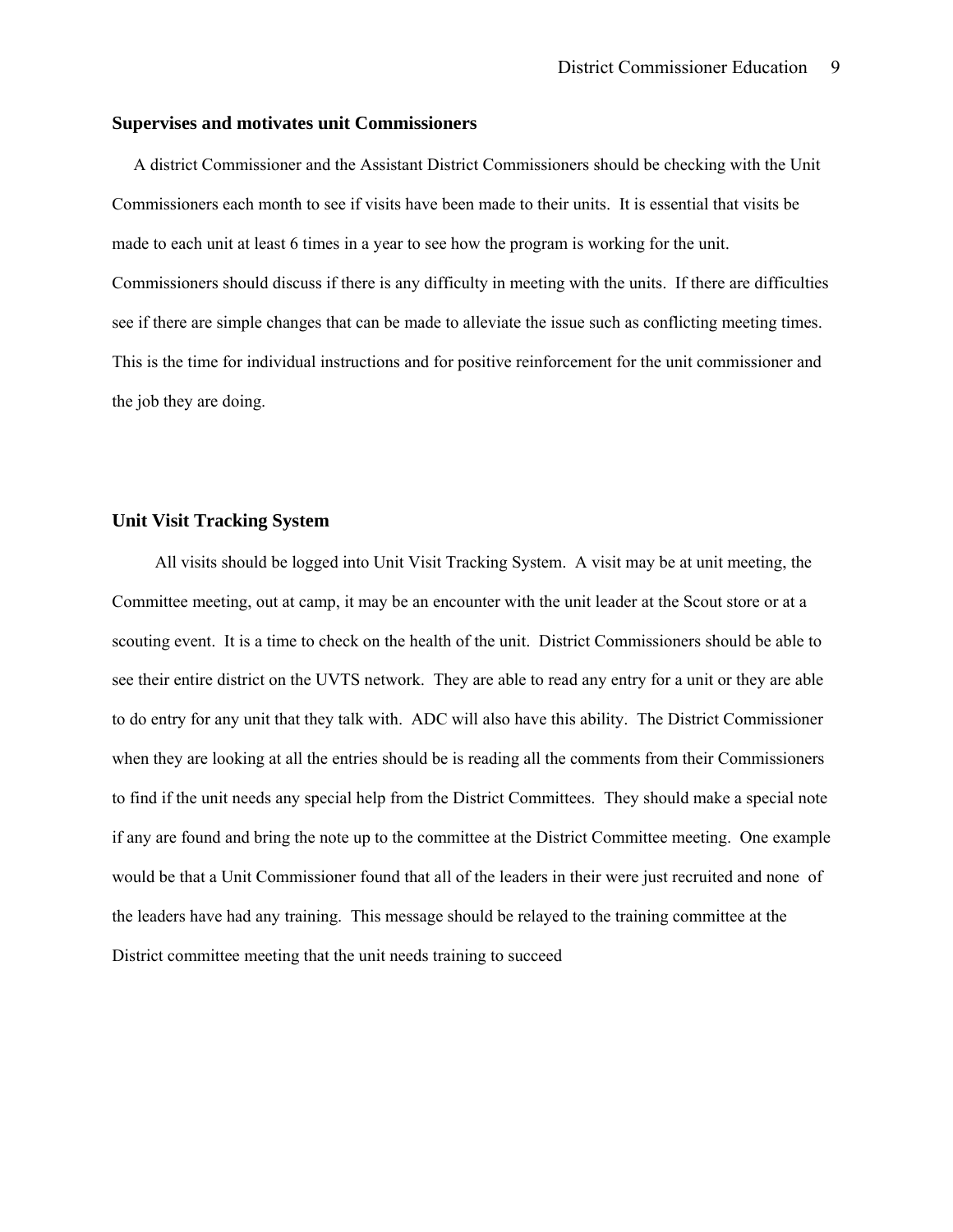### Supervises and motivates unit Commissioners

A district Commissioner and the Assistant District Commissioners should be checking with the Unit Commissioners each month to see if visits have been made to their units. It is essential that visits be made to each unit at least 6 times in a year to see how the program is working for the unit. Commissioners should discuss if there is any difficulty in meeting with the units. If there are difficulties see if there are simple changes that can be made to alleviate the issue such as conflicting meeting times. This is the time for individual instructions and for positive reinforcement for the unit commissioner and the job they are doing.

### Unit Visit Tracking System

All visits should be logged into Unit Visit Tracking System. A visit may be at unit meeting, the Committee meeting, out at camp, it may be an encounter with the unit leader at the Scout store or at a scouting event. It is a time to check on the health of the unit. District Commissioners should be able to see their entire district on the UVTS network. They are able to read any entry for a unit or they are able to do entry for any unit that they talk with. ADC will also have this ability. The District Commissioner when they are looking at all the entries should be is reading all the comments from their Commissioners to find if the unit needs any special help from the District Committees. They should make a special note if any are found and bring the note up to the committee at the District Committee meeting. One example would be that a Unit Commissioner found that all of the leaders in their were just recruited and none of the leaders have had any training. This message should be relayed to the training committee at the District committee meeting that the unit needs training to succeed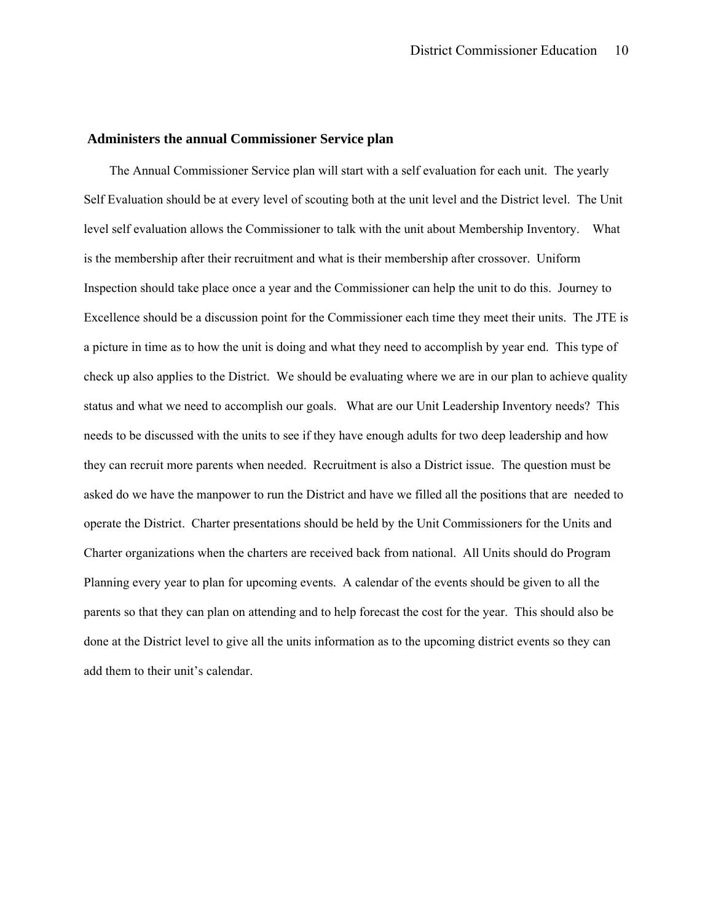## Administers the annual Commissioner Service plan

The Annual Commissioner Service plan will start with a self evaluation for each unit. The yearly Self Evaluation should be at every level of scouting both at the unit level and the District level. The Unit level self evaluation allows the Commissioner to talk with the unit about Membership Inventory. What is the membership after their recruitment and what is their membership after crossover. Uniform Inspection should take place once a year and the Commissioner can help the unit to do this. Journey to Excellence should be a discussion point for the Commissioner each time they meet their units. The JTE is a picture in time as to how the unit is doing and what they need to accomplish by year end. This type of check up also applies to the District. We should be evaluating where we are in our plan to achieve quality status and what we need to accomplish our goals. What are our Unit Leadership Inventory needs? This needs to be discussed with the units to see if they have enough adults for two deep leadership and how they can recruit more parents when needed. Recruitment is also a District issue. The question must be asked do we have the manpower to run the District and have we filled all the positions that are needed to operate the District. Charter presentations should be held by the Unit Commissioners for the Units and Charter organizations when the charters are received back from national. All Units should do Program Planning every year to plan for upcoming events. A calendar of the events should be given to all the parents so that they can plan on attending and to help forecast the cost for the year. This should also be done at the District level to give all the units information as to the upcoming district events so they can add them to their unit's calendar.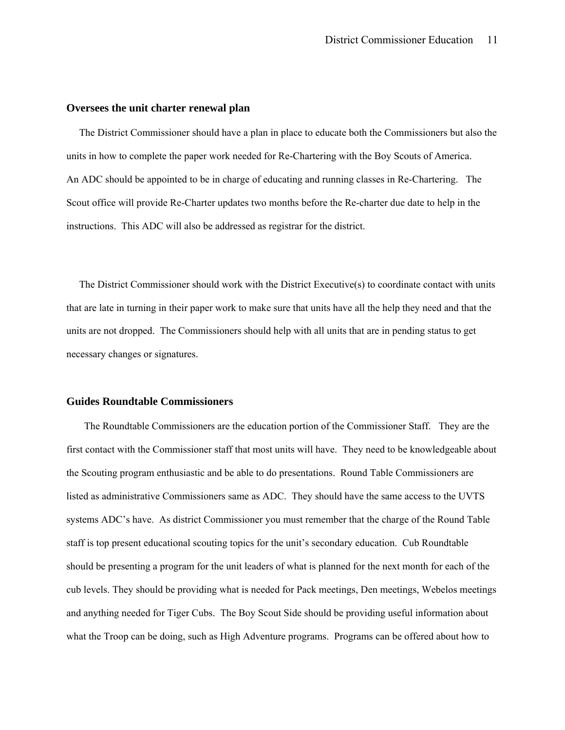### Oversees the unit charter renewal plan

The District Commissioner should have a plan in place to educate both the Commissioners but also the units in how to complete the paper work needed for Re-Chartering with the Boy Scouts of America. An ADC should be appointed to be in charge of educating and running classes in Re-Chartering. The Scout office will provide Re-Charter updates two months before the Re-charter due date to help in the instructions. This ADC will also be addressed as registrar for the district.

The District Commissioner should work with the District Executive(s) to coordinate contact with units that are late in turning in their paper work to make sure that units have all the help they need and that the units are not dropped. The Commissioners should help with all units that are in pending status to get necessary changes or signatures.

### Guides Roundtable Commissioners

The Roundtable Commissioners are the education portion of the Commissioner Staff. They are the first contact with the Commissioner staff that most units will have. They need to be knowledgeable about the Scouting program enthusiastic and be able to do presentations. Round Table Commissioners are listed as administrative Commissioners same as ADC. They should have the same access to the UVTS systems ADC's have. As district Commissioner you must remember that the charge of the Round Table staff is top present educational scouting topics for the unit's secondary education. Cub Roundtable should be presenting a program for the unit leaders of what is planned for the next month for each of the cub levels. They should be providing what is needed for Pack meetings, Den meetings, Webelos meetings and anything needed for Tiger Cubs. The Boy Scout Side should be providing useful information about what the Troop can be doing, such as High Adventure programs. Programs can be offered about how to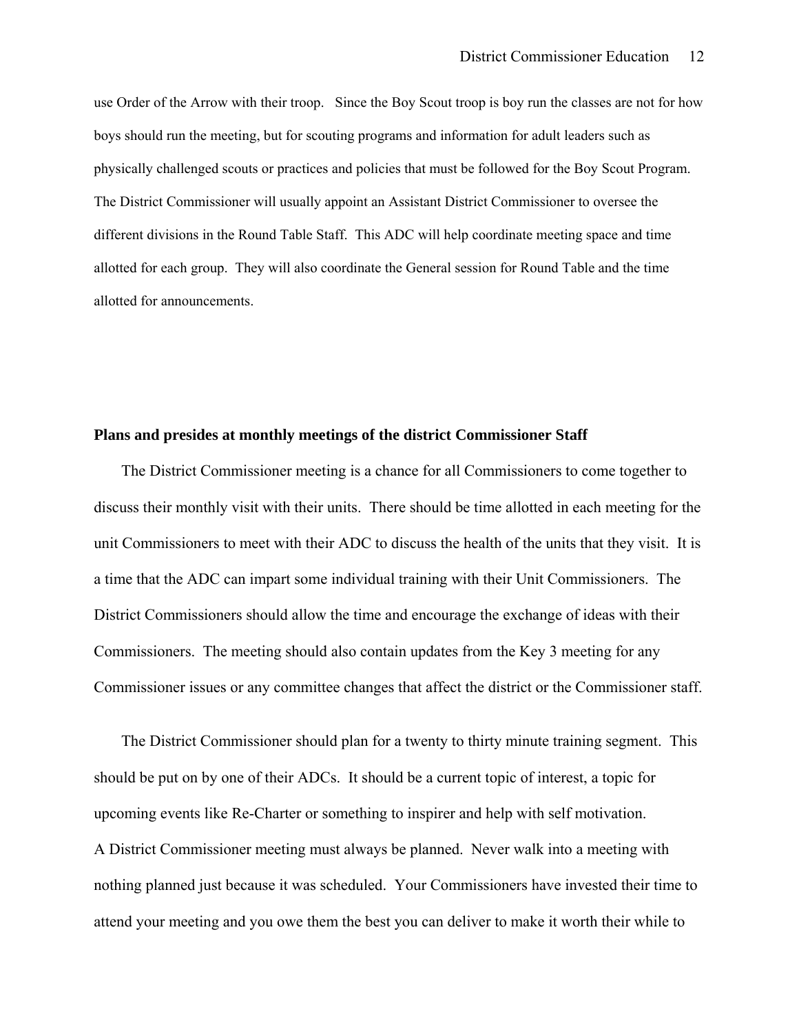use Order of the Arrow with their troop. Since the Boy Scout troop is boy run the classes are not for how boys should run the meeting, but for scouting programs and information for adult leaders such as physically challenged scouts or practices and policies that must be followed for the Boy Scout Program. The District Commissioner will usually appoint an Assistant District Commissioner to oversee the different divisions in the Round Table Staff. This ADC will help coordinate meeting space and time allotted for each group. They will also coordinate the General session for Round Table and the time allotted for announcements.

**Plans and presides at monthly meetings of the district Commissioner Staff**

The District Commissioner meeting is a chance for all Commissioners to come together to discuss their monthly visit with their units. There should be time allotted in each meeting for the unit Commissioners to meet with their ADC to discuss the health of the units that they visit. It is a time that the ADC can impart some individual training with their Unit Commissioners. The District Commissioners should allow the time and encourage the exchange of ideas with their Commissioners. The meeting should also contain updates from the Key 3 meeting for any Commissioner issues or any committee changes that affect the district or the Commissioner staff.

The District Commissioner should plan for a twenty to thirty minute training segment. This should be put on by one of their ADCs. It should be a current topic of interest, a topic for upcoming events like Re-Charter or something to inspirer and help with self motivation.
A District Commissioner meeting must always be planned. Never walk into a meeting with nothing planned just because it was scheduled. Your Commissioners have invested their time to attend your meeting and you owe them the best you can deliver to make it worth their while to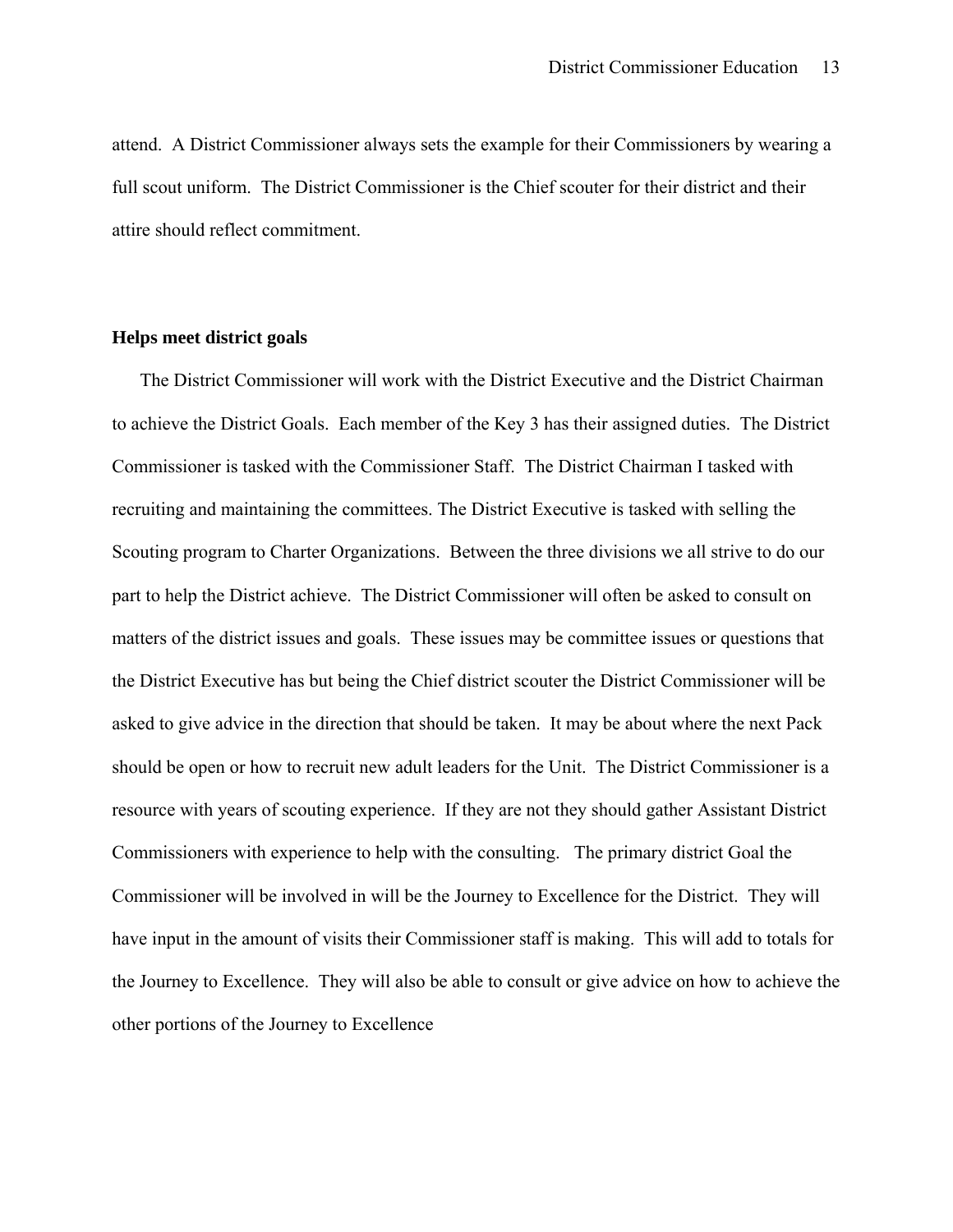attend. A District Commissioner always sets the example for their Commissioners by wearing a full scout uniform. The District Commissioner is the Chief scouter for their district and their attire should reflect commitment.

**Helps meet district goals**

The District Commissioner will work with the District Executive and the District Chairman to achieve the District Goals. Each member of the Key 3 has their assigned duties. The District Commissioner is tasked with the Commissioner Staff. The District Chairman I tasked with recruiting and maintaining the committees. The District Executive is tasked with selling the Scouting program to Charter Organizations. Between the three divisions we all strive to do our part to help the District achieve. The District Commissioner will often be asked to consult on matters of the district issues and goals. These issues may be committee issues or questions that the District Executive has but being the Chief district scouter the District Commissioner will be asked to give advice in the direction that should be taken. It may be about where the next Pack should be open or how to recruit new adult leaders for the Unit. The District Commissioner is a resource with years of scouting experience. If they are not they should gather Assistant District Commissioners with experience to help with the consulting. The primary district Goal the Commissioner will be involved in will be the Journey to Excellence for the District. They will have input in the amount of visits their Commissioner staff is making. This will add to totals for the Journey to Excellence. They will also be able to consult or give advice on how to achieve the other portions of the Journey to Excellence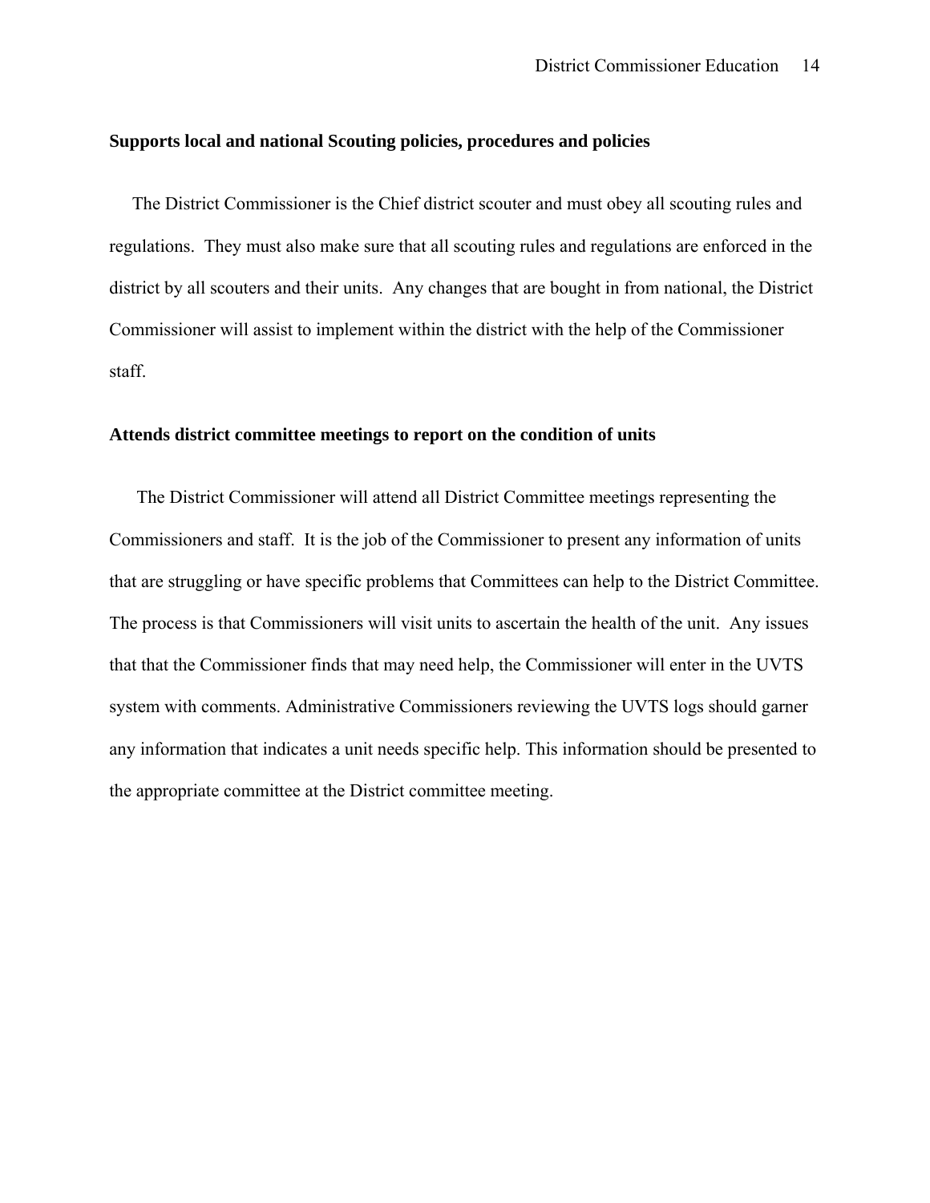**Supports local and national Scouting policies, procedures and policies**

The District Commissioner is the Chief district scouter and must obey all scouting rules and regulations. They must also make sure that all scouting rules and regulations are enforced in the district by all scouters and their units. Any changes that are bought in from national, the District Commissioner will assist to implement within the district with the help of the Commissioner staff.

**Attends district committee meetings to report on the condition of units**

The District Commissioner will attend all District Committee meetings representing the Commissioners and staff. It is the job of the Commissioner to present any information of units that are struggling or have specific problems that Committees can help to the District Committee. The process is that Commissioners will visit units to ascertain the health of the unit. Any issues that that the Commissioner finds that may need help, the Commissioner will enter in the UVTS system with comments. Administrative Commissioners reviewing the UVTS logs should garner any information that indicates a unit needs specific help. This information should be presented to the appropriate committee at the District committee meeting.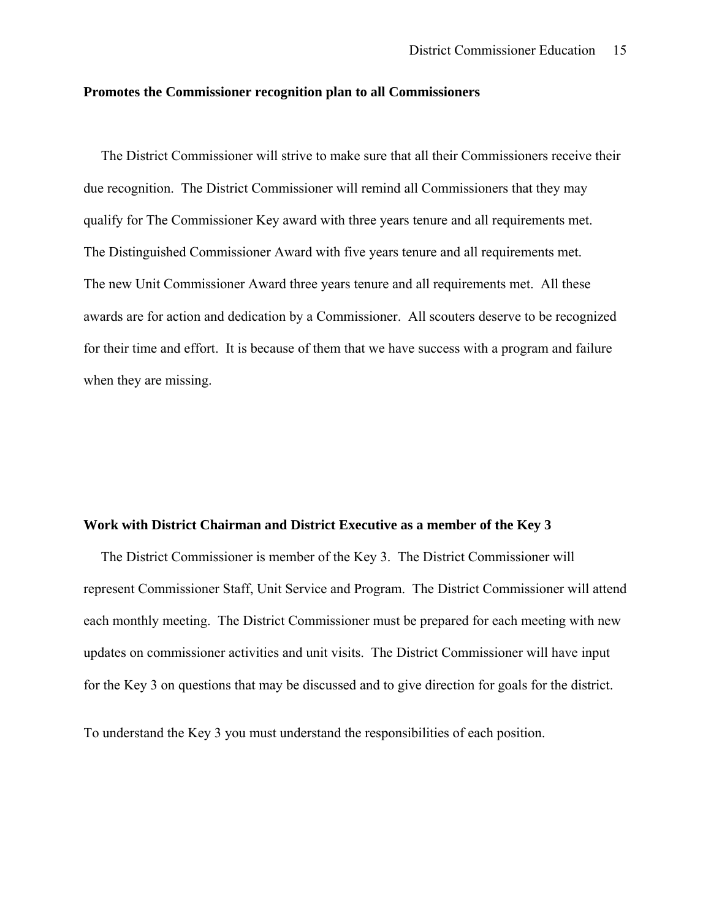**Promotes the Commissioner recognition plan to all Commissioners**

The District Commissioner will strive to make sure that all their Commissioners receive their due recognition. The District Commissioner will remind all Commissioners that they may qualify for The Commissioner Key award with three years tenure and all requirements met. The Distinguished Commissioner Award with five years tenure and all requirements met. The new Unit Commissioner Award three years tenure and all requirements met. All these awards are for action and dedication by a Commissioner. All scouters deserve to be recognized for their time and effort. It is because of them that we have success with a program and failure when they are missing.

**Work with District Chairman and District Executive as a member of the Key 3**

The District Commissioner is member of the Key 3. The District Commissioner will represent Commissioner Staff, Unit Service and Program. The District Commissioner will attend each monthly meeting. The District Commissioner must be prepared for each meeting with new updates on commissioner activities and unit visits. The District Commissioner will have input for the Key 3 on questions that may be discussed and to give direction for goals for the district.

To understand the Key 3 you must understand the responsibilities of each position.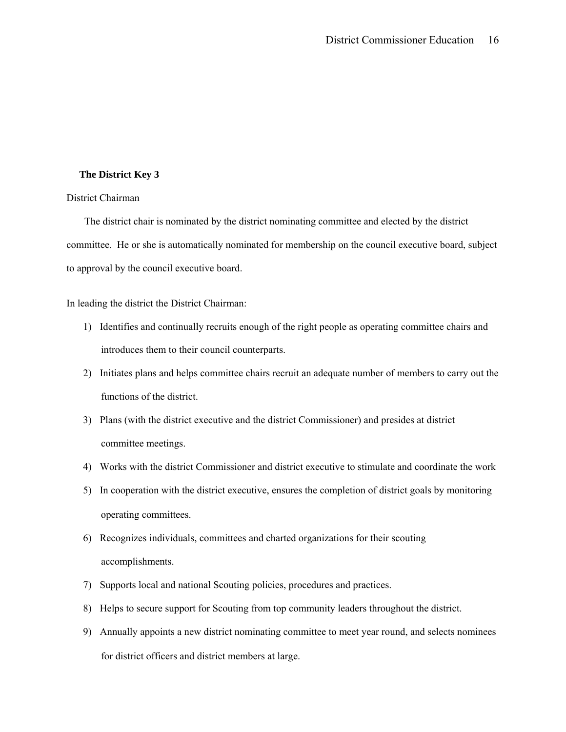**The District Key 3**

District Chairman

The district chair is nominated by the district nominating committee and elected by the district committee. He or she is automatically nominated for membership on the council executive board, subject to approval by the council executive board.

In leading the district the District Chairman:

1) Identifies and continually recruits enough of the right people as operating committee chairs and introduces them to their council counterparts.
2) Initiates plans and helps committee chairs recruit an adequate number of members to carry out the functions of the district.
3) Plans (with the district executive and the district Commissioner) and presides at district committee meetings.
4) Works with the district Commissioner and district executive to stimulate and coordinate the work
5) In cooperation with the district executive, ensures the completion of district goals by monitoring operating committees.
6) Recognizes individuals, committees and charted organizations for their scouting accomplishments.
7) Supports local and national Scouting policies, procedures and practices.
8) Helps to secure support for Scouting from top community leaders throughout the district.
9) Annually appoints a new district nominating committee to meet year round, and selects nominees for district officers and district members at large.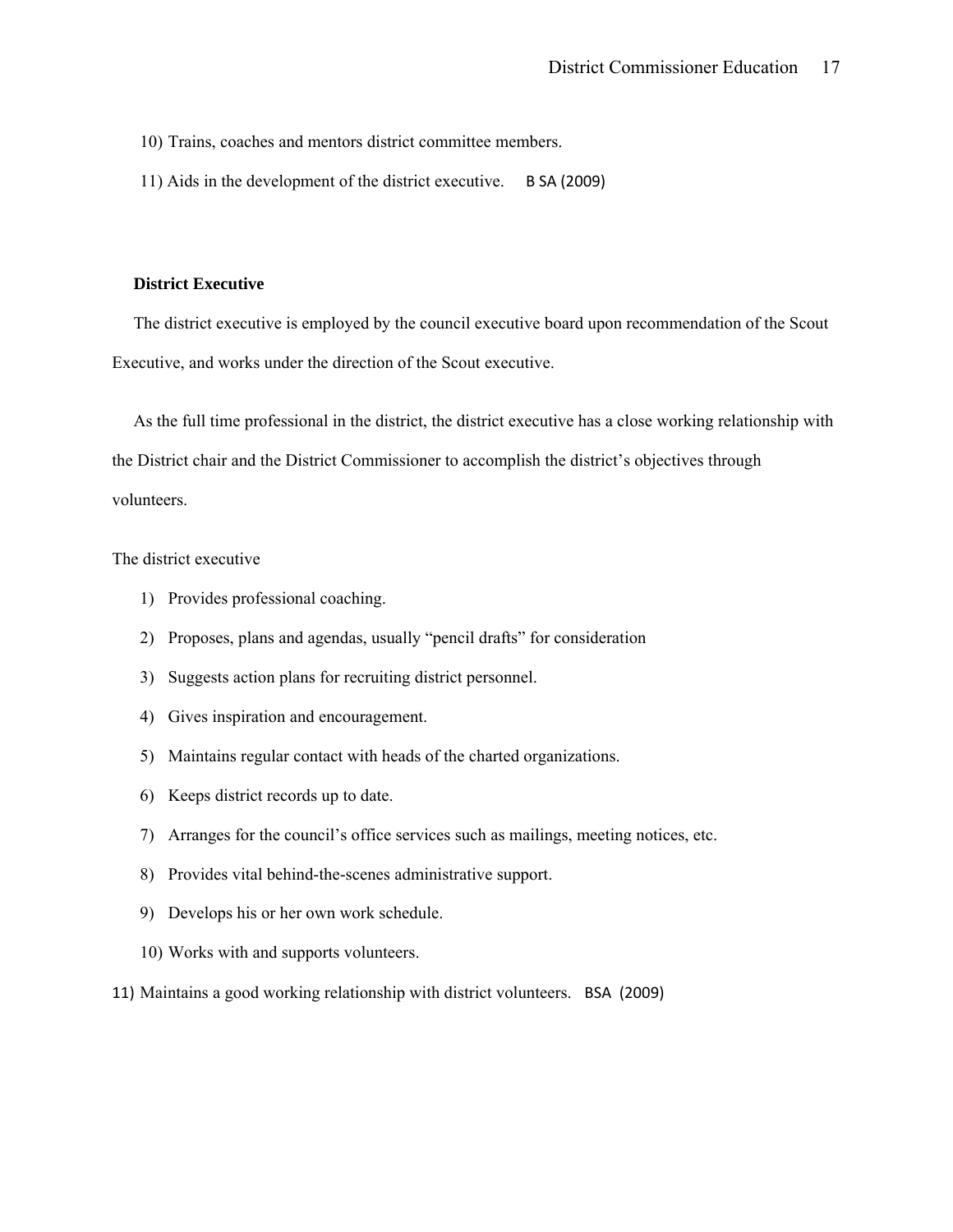10) Trains, coaches and mentors district committee members.

11) Aids in the development of the district executive. B SA (2009)

**District Executive**

The district executive is employed by the council executive board upon recommendation of the Scout Executive, and works under the direction of the Scout executive.

As the full time professional in the district, the district executive has a close working relationship with the District chair and the District Commissioner to accomplish the district's objectives through volunteers.

The district executive

1) Provides professional coaching.
2) Proposes, plans and agendas, usually "pencil drafts" for consideration
3) Suggests action plans for recruiting district personnel.
4) Gives inspiration and encouragement.
5) Maintains regular contact with heads of the charted organizations.
6) Keeps district records up to date.
7) Arranges for the council's office services such as mailings, meeting notices, etc.
8) Provides vital behind-the-scenes administrative support.
9) Develops his or her own work schedule.
10) Works with and supports volunteers.
11) Maintains a good working relationship with district volunteers. BSA (2009)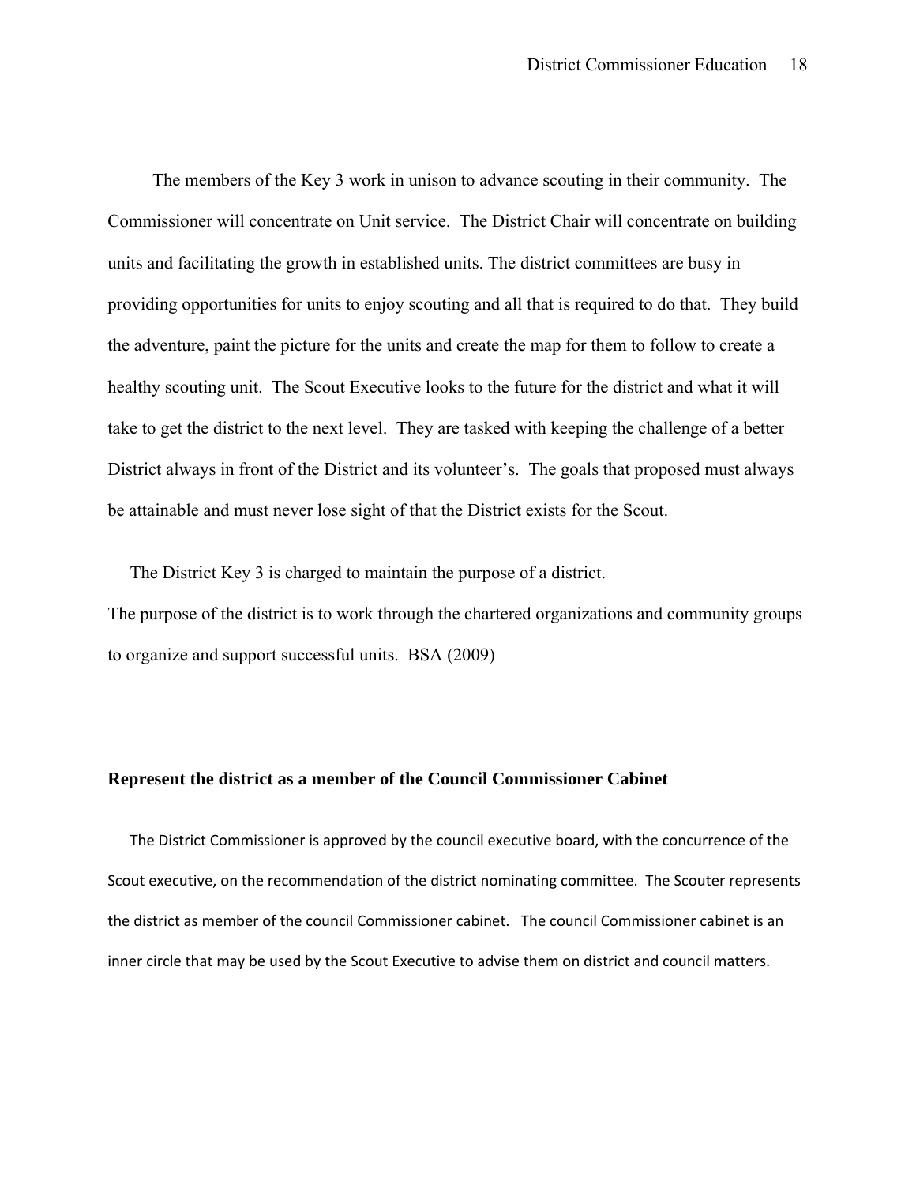The members of the Key 3 work in unison to advance scouting in their community. The Commissioner will concentrate on Unit service. The District Chair will concentrate on building units and facilitating the growth in established units. The district committees are busy in providing opportunities for units to enjoy scouting and all that is required to do that. They build the adventure, paint the picture for the units and create the map for them to follow to create a healthy scouting unit. The Scout Executive looks to the future for the district and what it will take to get the district to the next level. They are tasked with keeping the challenge of a better District always in front of the District and its volunteer's. The goals that proposed must always be attainable and must never lose sight of that the District exists for the Scout.

The District Key 3 is charged to maintain the purpose of a district.
The purpose of the district is to work through the chartered organizations and community groups to organize and support successful units. BSA (2009)

**Represent the district as a member of the Council Commissioner Cabinet**

The District Commissioner is approved by the council executive board, with the concurrence of the Scout executive, on the recommendation of the district nominating committee. The Scouter represents the district as member of the council Commissioner cabinet. The council Commissioner cabinet is an inner circle that may be used by the Scout Executive to advise them on district and council matters.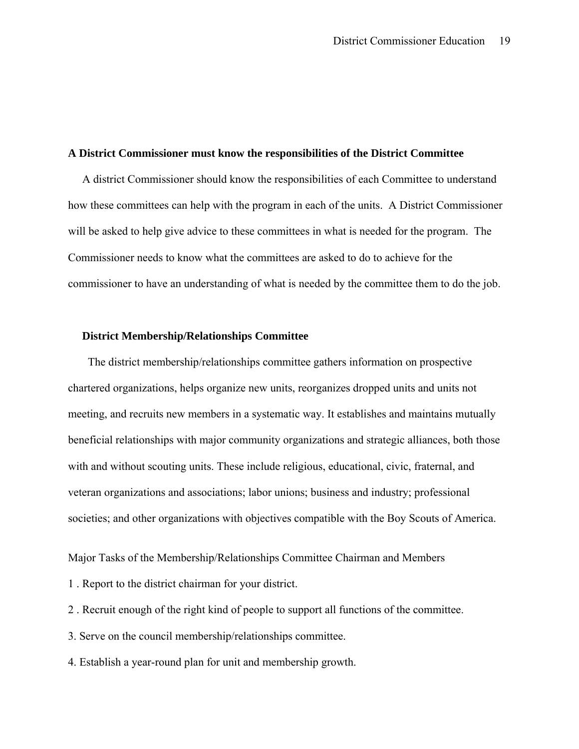**A District Commissioner must know the responsibilities of the District Committee**

A district Commissioner should know the responsibilities of each Committee to understand how these committees can help with the program in each of the units. A District Commissioner will be asked to help give advice to these committees in what is needed for the program. The Commissioner needs to know what the committees are asked to do to achieve for the commissioner to have an understanding of what is needed by the committee them to do the job.

**District Membership/Relationships Committee**

The district membership/relationships committee gathers information on prospective chartered organizations, helps organize new units, reorganizes dropped units and units not meeting, and recruits new members in a systematic way. It establishes and maintains mutually beneficial relationships with major community organizations and strategic alliances, both those with and without scouting units. These include religious, educational, civic, fraternal, and veteran organizations and associations; labor unions; business and industry; professional societies; and other organizations with objectives compatible with the Boy Scouts of America.

Major Tasks of the Membership/Relationships Committee Chairman and Members

1 . Report to the district chairman for your district.

2 . Recruit enough of the right kind of people to support all functions of the committee.

3. Serve on the council membership/relationships committee.

4. Establish a year-round plan for unit and membership growth.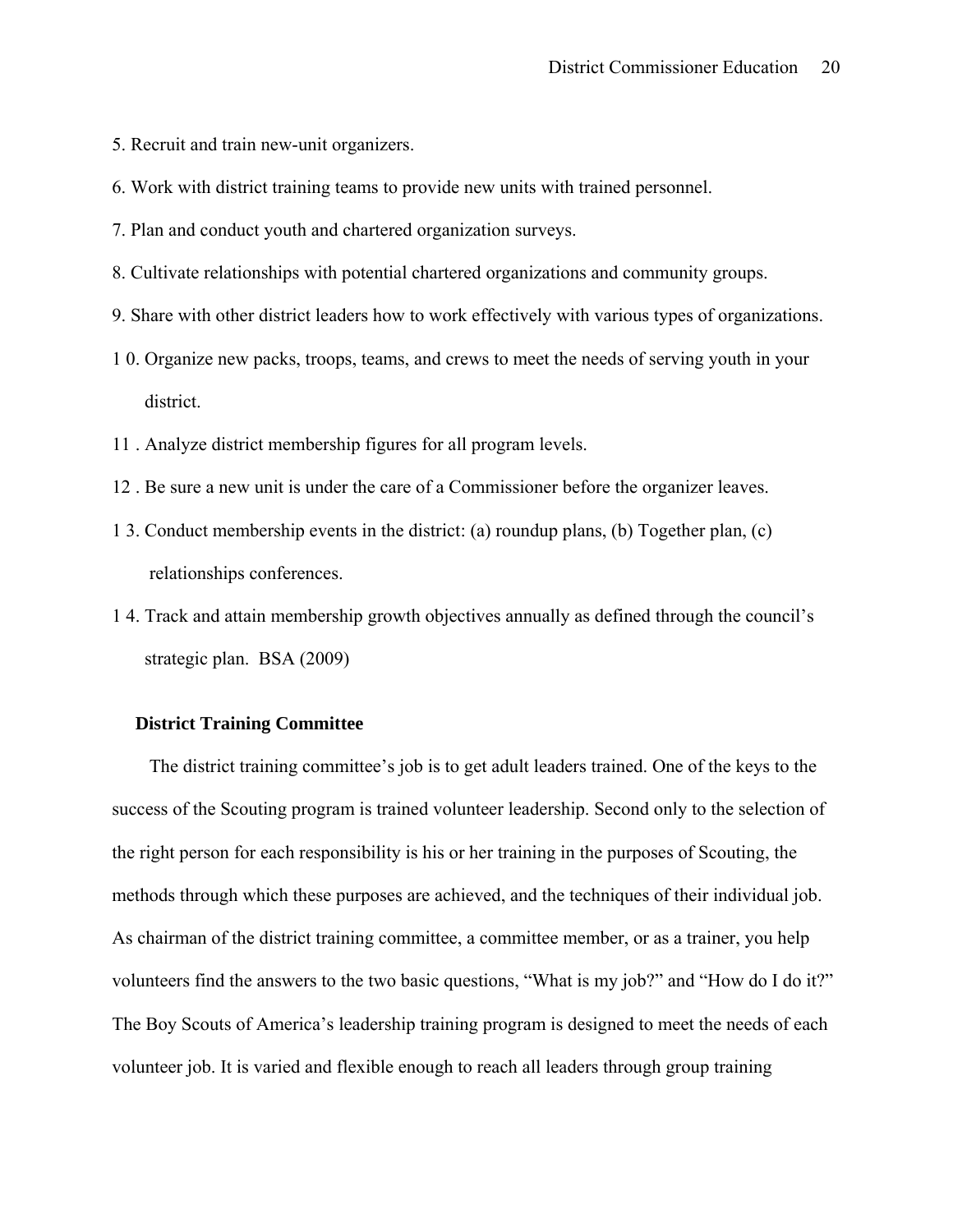5. Recruit and train new-unit organizers.
6. Work with district training teams to provide new units with trained personnel.
7. Plan and conduct youth and chartered organization surveys.
8. Cultivate relationships with potential chartered organizations and community groups.
9. Share with other district leaders how to work effectively with various types of organizations.
10. Organize new packs, troops, teams, and crews to meet the needs of serving youth in your district.
11. Analyze district membership figures for all program levels.
12. Be sure a new unit is under the care of a Commissioner before the organizer leaves.
13. Conduct membership events in the district: (a) roundup plans, (b) Together plan, (c) relationships conferences.
14. Track and attain membership growth objectives annually as defined through the council's strategic plan. BSA (2009)

### District Training Committee

The district training committee's job is to get adult leaders trained. One of the keys to the success of the Scouting program is trained volunteer leadership. Second only to the selection of the right person for each responsibility is his or her training in the purposes of Scouting, the methods through which these purposes are achieved, and the techniques of their individual job. As chairman of the district training committee, a committee member, or as a trainer, you help volunteers find the answers to the two basic questions, "What is my job?" and "How do I do it?" The Boy Scouts of America's leadership training program is designed to meet the needs of each volunteer job. It is varied and flexible enough to reach all leaders through group training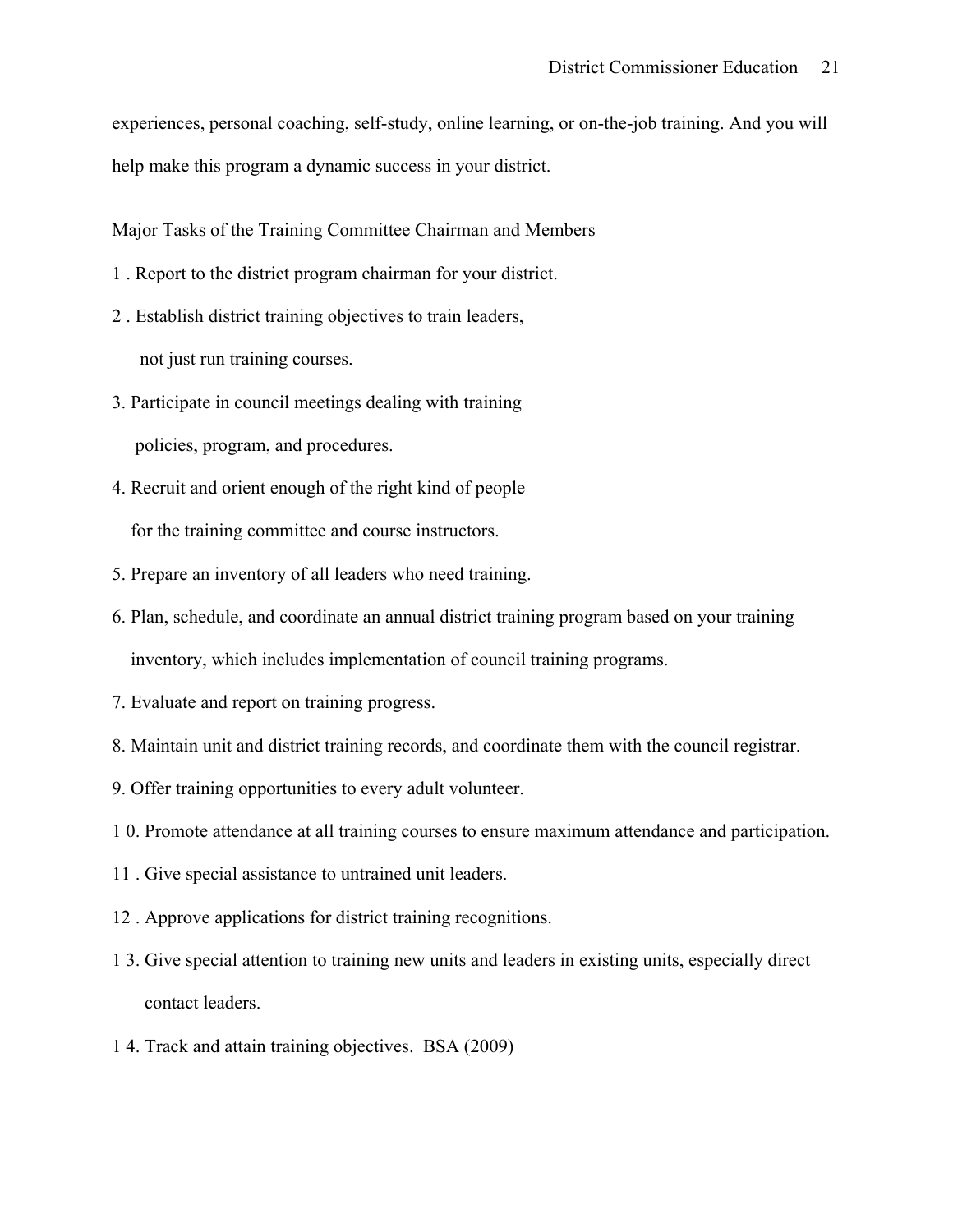experiences, personal coaching, self-study, online learning, or on-the-job training. And you will help make this program a dynamic success in your district.

Major Tasks of the Training Committee Chairman and Members

1. Report to the district program chairman for your district.
2. Establish district training objectives to train leaders, not just run training courses.
3. Participate in council meetings dealing with training policies, program, and procedures.
4. Recruit and orient enough of the right kind of people for the training committee and course instructors.
5. Prepare an inventory of all leaders who need training.
6. Plan, schedule, and coordinate an annual district training program based on your training inventory, which includes implementation of council training programs.
7. Evaluate and report on training progress.
8. Maintain unit and district training records, and coordinate them with the council registrar.
9. Offer training opportunities to every adult volunteer.
10. Promote attendance at all training courses to ensure maximum attendance and participation.
11. Give special assistance to untrained unit leaders.
12. Approve applications for district training recognitions.
13. Give special attention to training new units and leaders in existing units, especially direct contact leaders.
14. Track and attain training objectives. BSA (2009)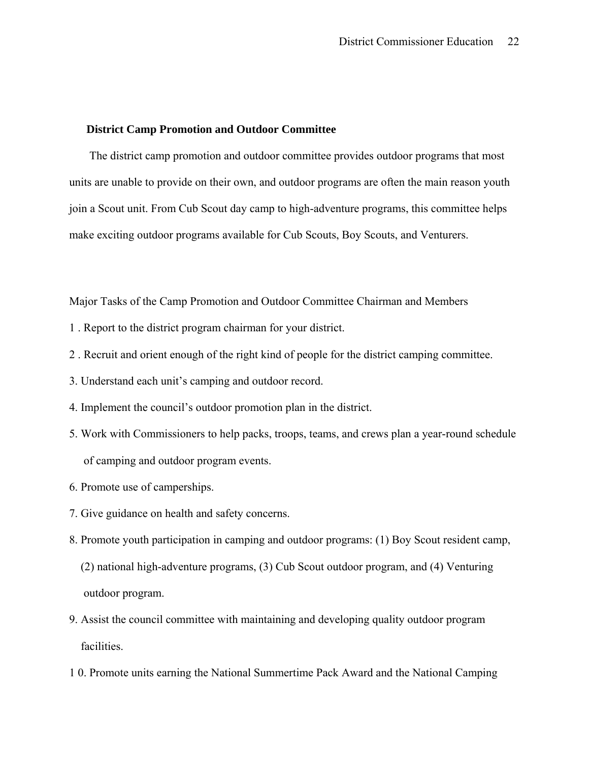### District Camp Promotion and Outdoor Committee

The district camp promotion and outdoor committee provides outdoor programs that most units are unable to provide on their own, and outdoor programs are often the main reason youth join a Scout unit. From Cub Scout day camp to high-adventure programs, this committee helps make exciting outdoor programs available for Cub Scouts, Boy Scouts, and Venturers.

Major Tasks of the Camp Promotion and Outdoor Committee Chairman and Members

1. Report to the district program chairman for your district.
2. Recruit and orient enough of the right kind of people for the district camping committee.
3. Understand each unit's camping and outdoor record.
4. Implement the council's outdoor promotion plan in the district.
5. Work with Commissioners to help packs, troops, teams, and crews plan a year-round schedule of camping and outdoor program events.
6. Promote use of camperships.
7. Give guidance on health and safety concerns.
8. Promote youth participation in camping and outdoor programs: (1) Boy Scout resident camp, (2) national high-adventure programs, (3) Cub Scout outdoor program, and (4) Venturing outdoor program.
9. Assist the council committee with maintaining and developing quality outdoor program facilities.
10. Promote units earning the National Summertime Pack Award and the National Camping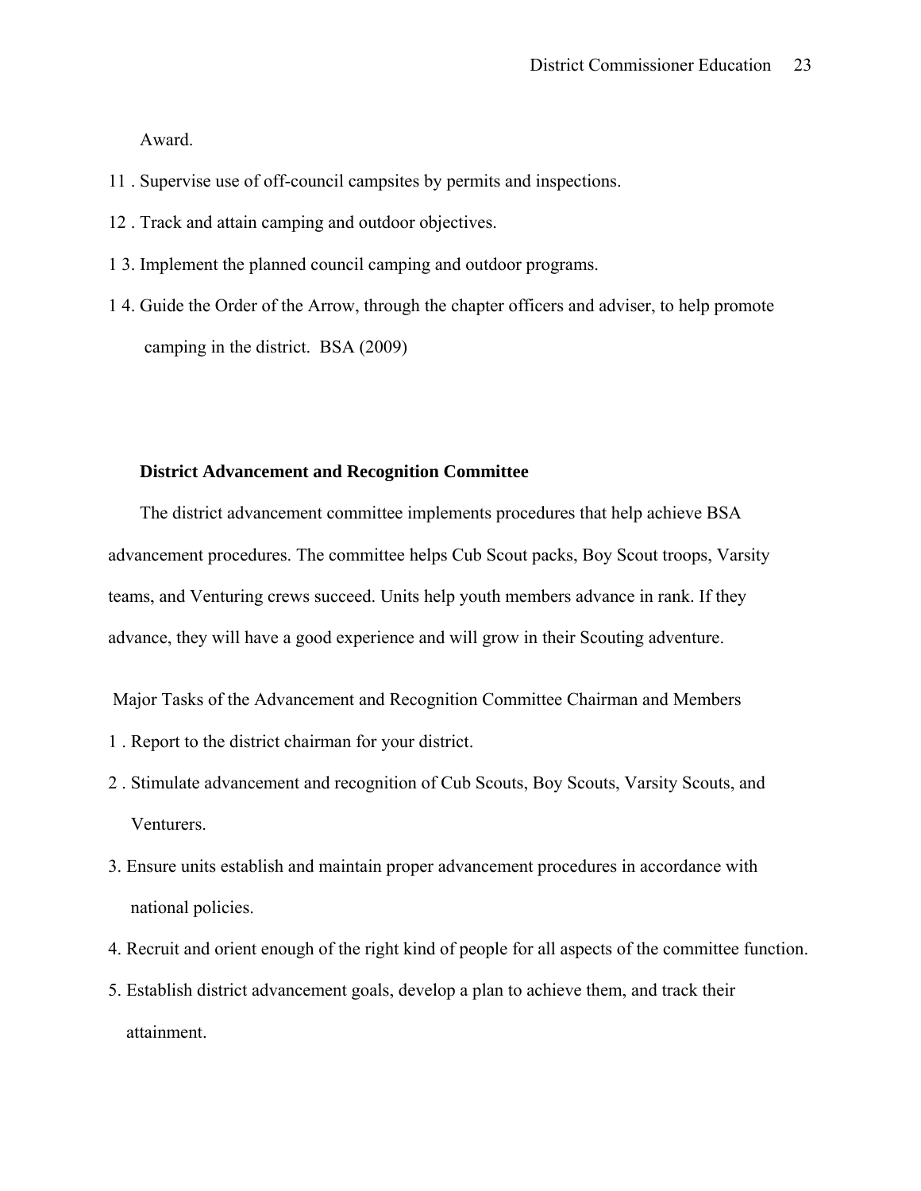Award.

11. Supervise use of off-council campsites by permits and inspections.

12. Track and attain camping and outdoor objectives.

13. Implement the planned council camping and outdoor programs.

14. Guide the Order of the Arrow, through the chapter officers and adviser, to help promote camping in the district. BSA (2009)

**District Advancement and Recognition Committee**

The district advancement committee implements procedures that help achieve BSA advancement procedures. The committee helps Cub Scout packs, Boy Scout troops, Varsity teams, and Venturing crews succeed. Units help youth members advance in rank. If they advance, they will have a good experience and will grow in their Scouting adventure.

Major Tasks of the Advancement and Recognition Committee Chairman and Members

1. Report to the district chairman for your district.
2. Stimulate advancement and recognition of Cub Scouts, Boy Scouts, Varsity Scouts, and Venturers.
3. Ensure units establish and maintain proper advancement procedures in accordance with national policies.
4. Recruit and orient enough of the right kind of people for all aspects of the committee function.
5. Establish district advancement goals, develop a plan to achieve them, and track their attainment.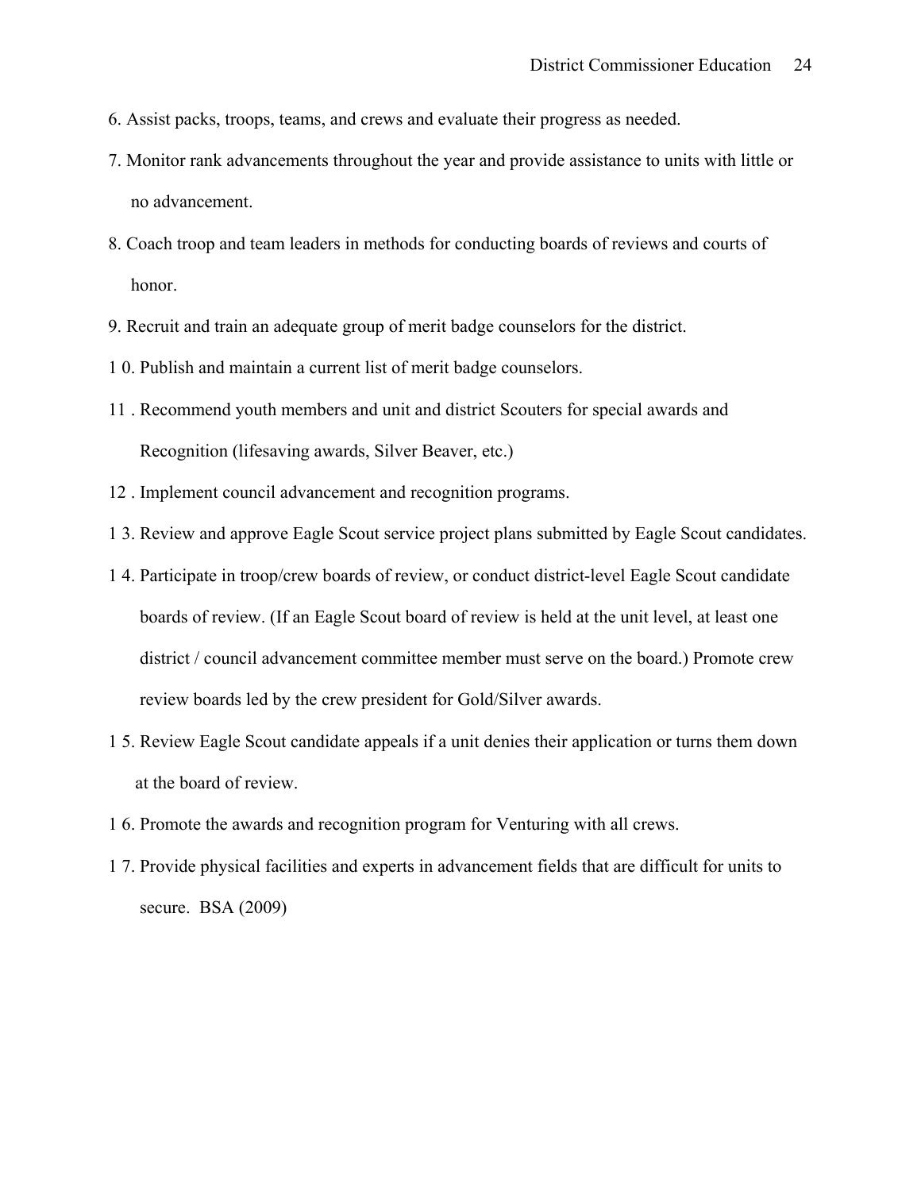6. Assist packs, troops, teams, and crews and evaluate their progress as needed.
7. Monitor rank advancements throughout the year and provide assistance to units with little or no advancement.
8. Coach troop and team leaders in methods for conducting boards of reviews and courts of honor.
9. Recruit and train an adequate group of merit badge counselors for the district.
10. Publish and maintain a current list of merit badge counselors.
11. Recommend youth members and unit and district Scouters for special awards and Recognition (lifesaving awards, Silver Beaver, etc.)
12. Implement council advancement and recognition programs.
13. Review and approve Eagle Scout service project plans submitted by Eagle Scout candidates.
14. Participate in troop/crew boards of review, or conduct district-level Eagle Scout candidate boards of review. (If an Eagle Scout board of review is held at the unit level, at least one district / council advancement committee member must serve on the board.) Promote crew review boards led by the crew president for Gold/Silver awards.
15. Review Eagle Scout candidate appeals if a unit denies their application or turns them down at the board of review.
16. Promote the awards and recognition program for Venturing with all crews.
17. Provide physical facilities and experts in advancement fields that are difficult for units to secure. BSA (2009)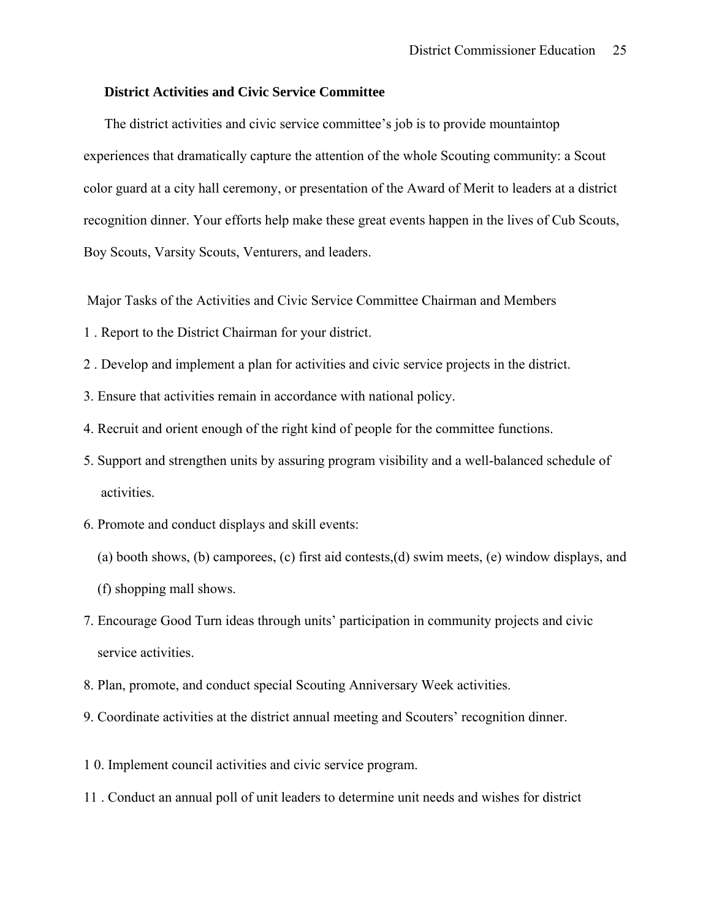**District Activities and Civic Service Committee**

The district activities and civic service committee's job is to provide mountaintop experiences that dramatically capture the attention of the whole Scouting community: a Scout color guard at a city hall ceremony, or presentation of the Award of Merit to leaders at a district recognition dinner. Your efforts help make these great events happen in the lives of Cub Scouts, Boy Scouts, Varsity Scouts, Venturers, and leaders.

Major Tasks of the Activities and Civic Service Committee Chairman and Members

1. Report to the District Chairman for your district.
2. Develop and implement a plan for activities and civic service projects in the district.
3. Ensure that activities remain in accordance with national policy.
4. Recruit and orient enough of the right kind of people for the committee functions.
5. Support and strengthen units by assuring program visibility and a well-balanced schedule of activities.
6. Promote and conduct displays and skill events:
   (a) booth shows, (b) camporees, (c) first aid contests,(d) swim meets, (e) window displays, and (f) shopping mall shows.
7. Encourage Good Turn ideas through units' participation in community projects and civic service activities.
8. Plan, promote, and conduct special Scouting Anniversary Week activities.
9. Coordinate activities at the district annual meeting and Scouters' recognition dinner.
10. Implement council activities and civic service program.
11. Conduct an annual poll of unit leaders to determine unit needs and wishes for district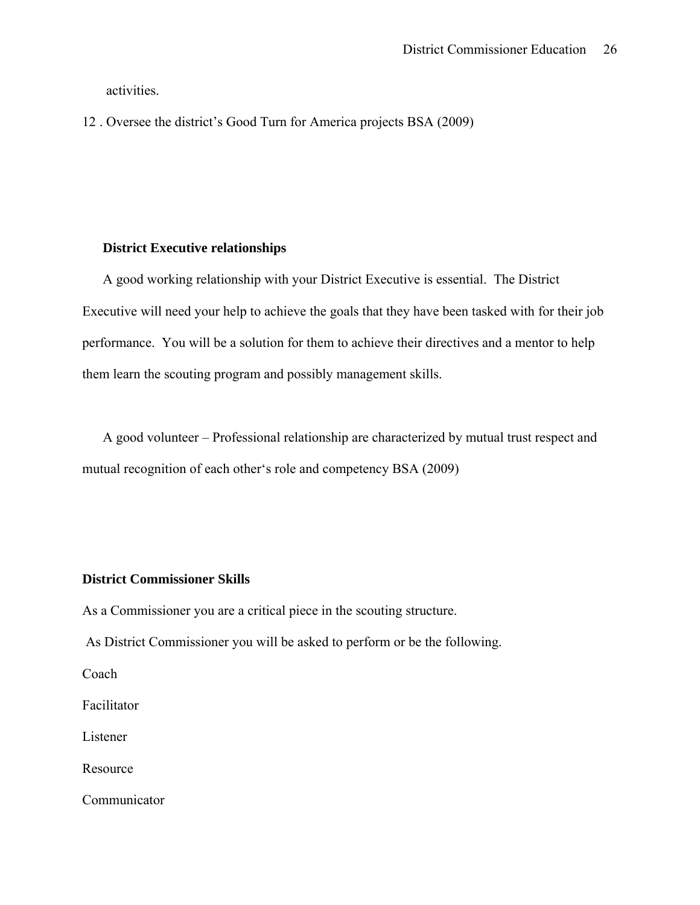activities.

12 . Oversee the district's Good Turn for America projects BSA (2009)

**District Executive relationships**

A good working relationship with your District Executive is essential. The District Executive will need your help to achieve the goals that they have been tasked with for their job performance. You will be a solution for them to achieve their directives and a mentor to help them learn the scouting program and possibly management skills.

A good volunteer – Professional relationship are characterized by mutual trust respect and mutual recognition of each other's role and competency BSA (2009)

**District Commissioner Skills**

As a Commissioner you are a critical piece in the scouting structure.

As District Commissioner you will be asked to perform or be the following.

Coach

Facilitator

Listener

Resource

Communicator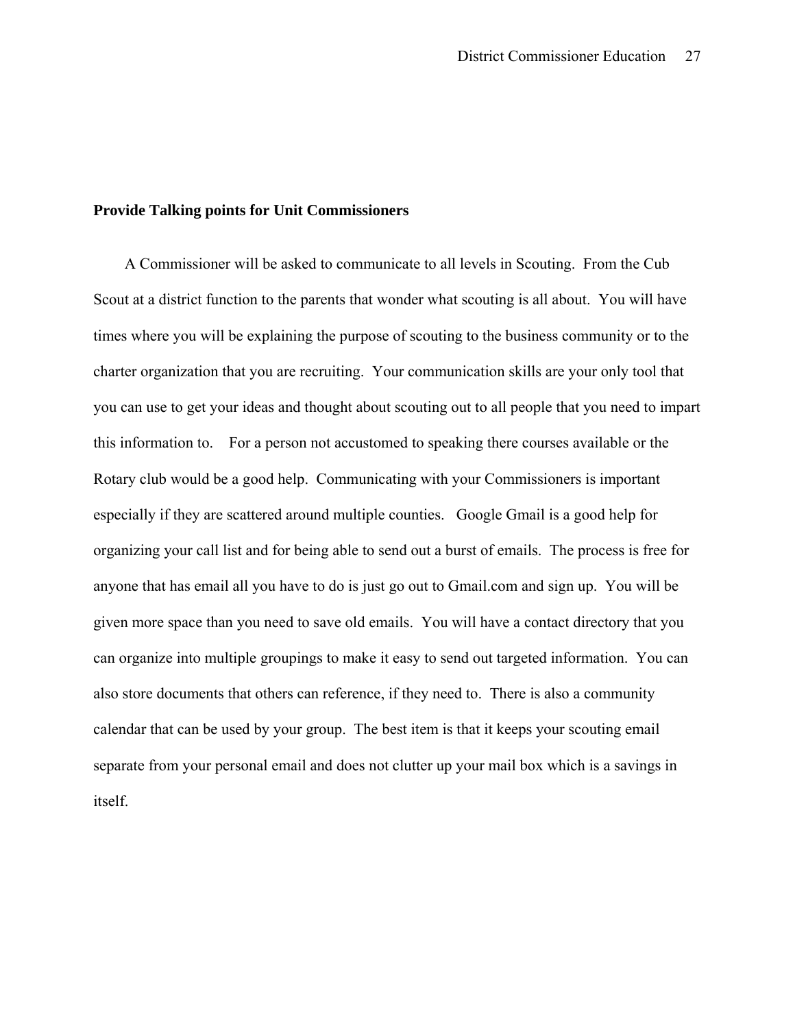**Provide Talking points for Unit Commissioners**

A Commissioner will be asked to communicate to all levels in Scouting. From the Cub Scout at a district function to the parents that wonder what scouting is all about. You will have times where you will be explaining the purpose of scouting to the business community or to the charter organization that you are recruiting. Your communication skills are your only tool that you can use to get your ideas and thought about scouting out to all people that you need to impart this information to. For a person not accustomed to speaking there courses available or the Rotary club would be a good help. Communicating with your Commissioners is important especially if they are scattered around multiple counties. Google Gmail is a good help for organizing your call list and for being able to send out a burst of emails. The process is free for anyone that has email all you have to do is just go out to Gmail.com and sign up. You will be given more space than you need to save old emails. You will have a contact directory that you can organize into multiple groupings to make it easy to send out targeted information. You can also store documents that others can reference, if they need to. There is also a community calendar that can be used by your group. The best item is that it keeps your scouting email separate from your personal email and does not clutter up your mail box which is a savings in itself.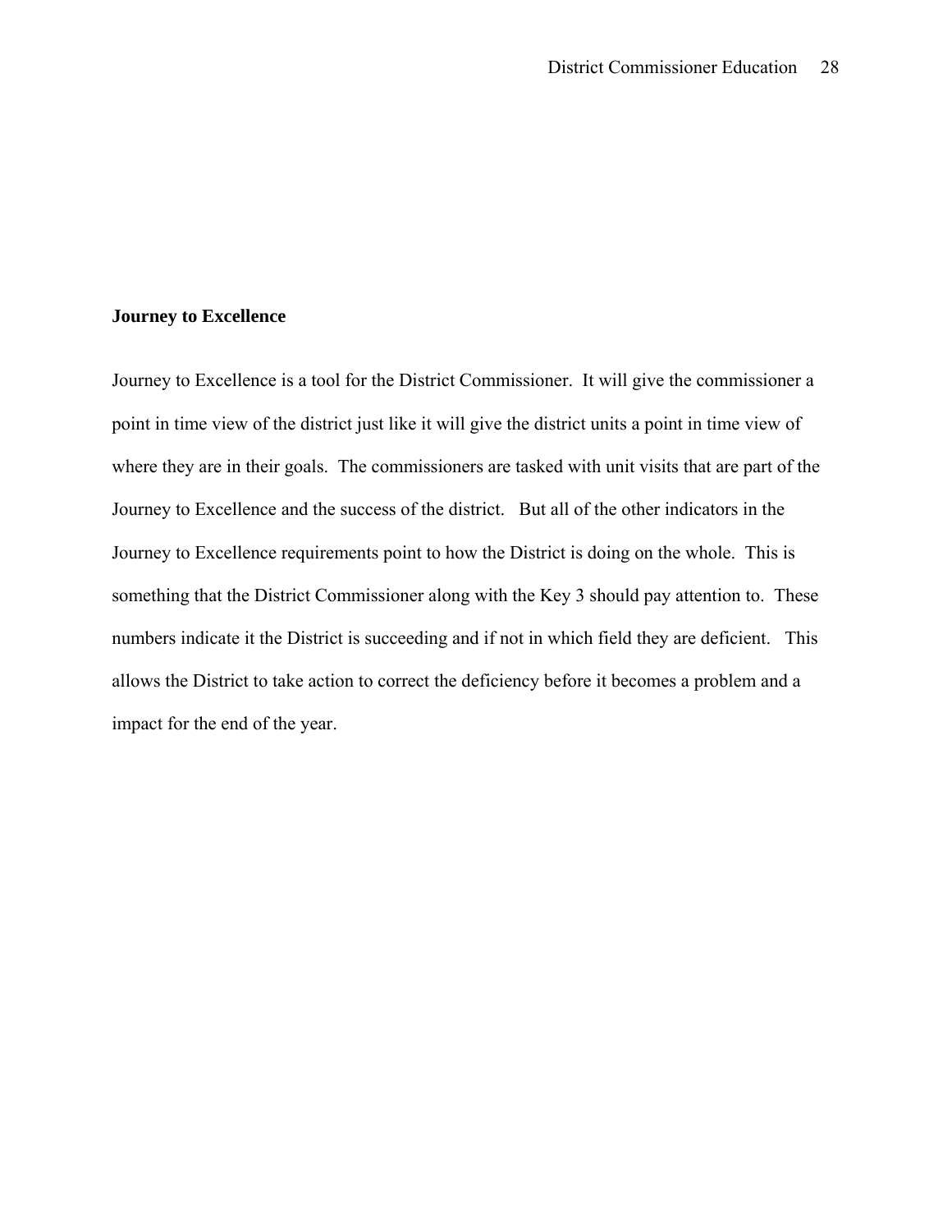**Journey to Excellence**

Journey to Excellence is a tool for the District Commissioner. It will give the commissioner a point in time view of the district just like it will give the district units a point in time view of where they are in their goals. The commissioners are tasked with unit visits that are part of the Journey to Excellence and the success of the district. But all of the other indicators in the Journey to Excellence requirements point to how the District is doing on the whole. This is something that the District Commissioner along with the Key 3 should pay attention to. These numbers indicate it the District is succeeding and if not in which field they are deficient. This allows the District to take action to correct the deficiency before it becomes a problem and a impact for the end of the year.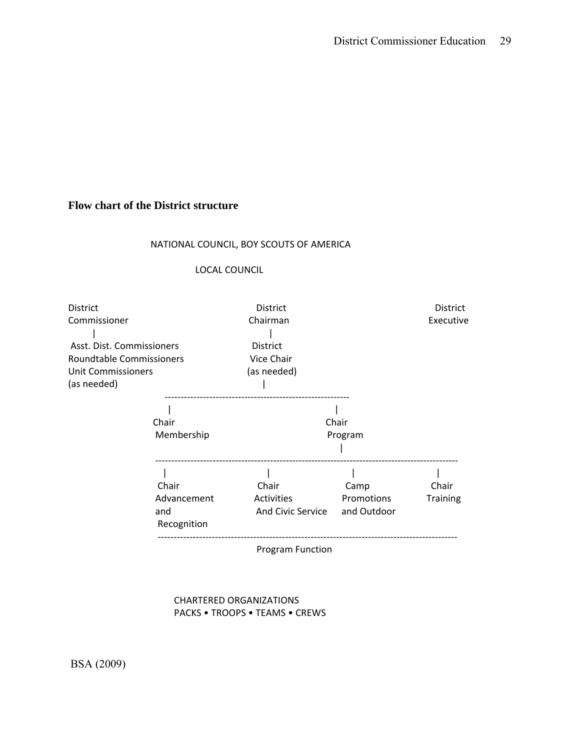**Flow chart of the District structure**

NATIONAL COUNCIL, BOY SCOUTS OF AMERICA

LOCAL COUNCIL

```
District                              District                              District
Commissioner                          Chairman                              Executive
        |                                 |
 Asst. Dist. Commissioners             District
Roundtable Commissioners               Vice Chair
Unit Commissioners                     (as needed)
(as needed)                               |
                  ---------------------------------------------------------
                   |                                            |
                 Chair                                        Chair
                  Membership                                   Program
                                                                 |
                 ---------------------------------------------------------------------------------------------
                  |                    |                    |                    |
                  Chair                Chair                Camp                 Chair
                 Advancement           Activities           Promotions           Training
                 and                   And Civic Service    and Outdoor
                  Recognition
                 ---------------------------------------------------------------------------------------------
                                       Program Function
```

CHARTERED ORGANIZATIONS
PACKS • TROOPS • TEAMS • CREWS

BSA (2009)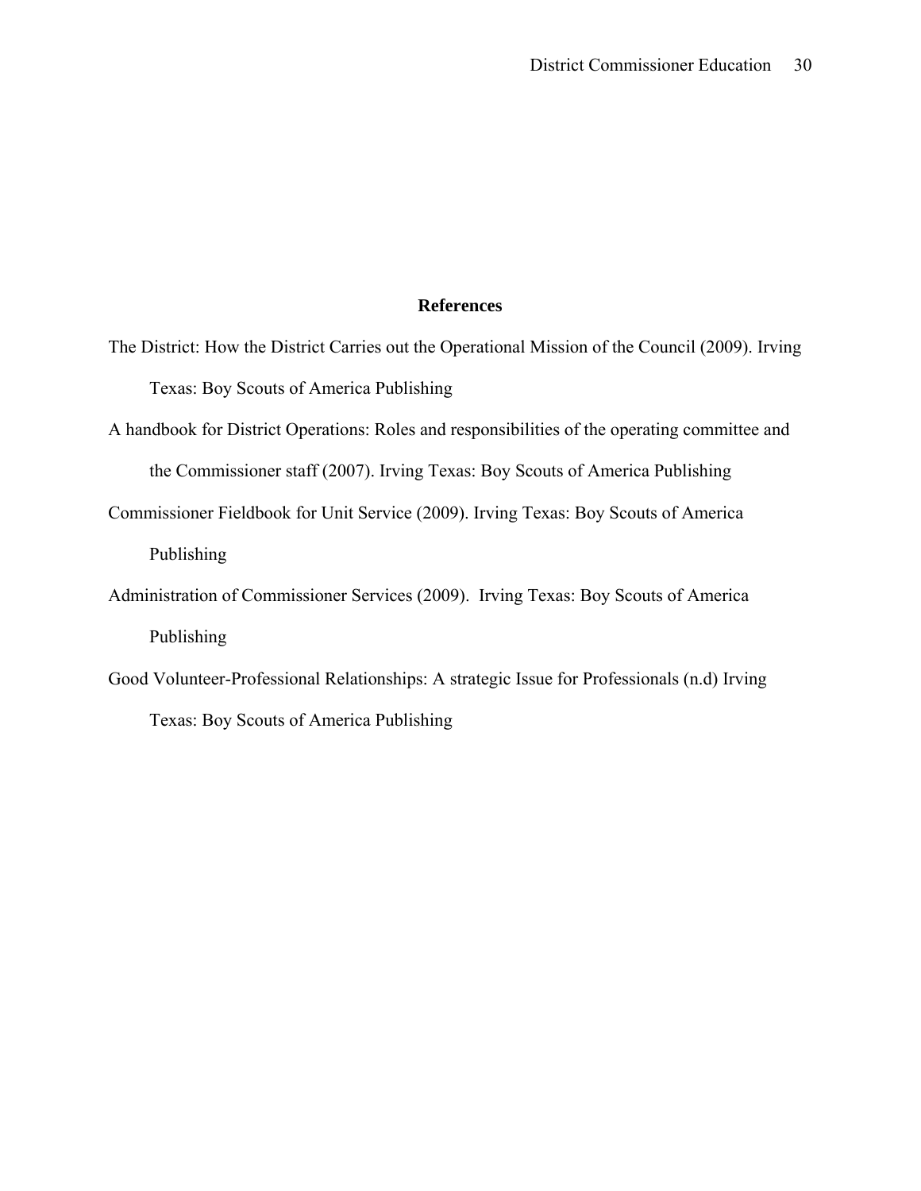## References

The District: How the District Carries out the Operational Mission of the Council (2009). Irving Texas: Boy Scouts of America Publishing

A handbook for District Operations: Roles and responsibilities of the operating committee and the Commissioner staff (2007). Irving Texas: Boy Scouts of America Publishing

Commissioner Fieldbook for Unit Service (2009). Irving Texas: Boy Scouts of America Publishing

Administration of Commissioner Services (2009). Irving Texas: Boy Scouts of America Publishing

Good Volunteer-Professional Relationships: A strategic Issue for Professionals (n.d) Irving Texas: Boy Scouts of America Publishing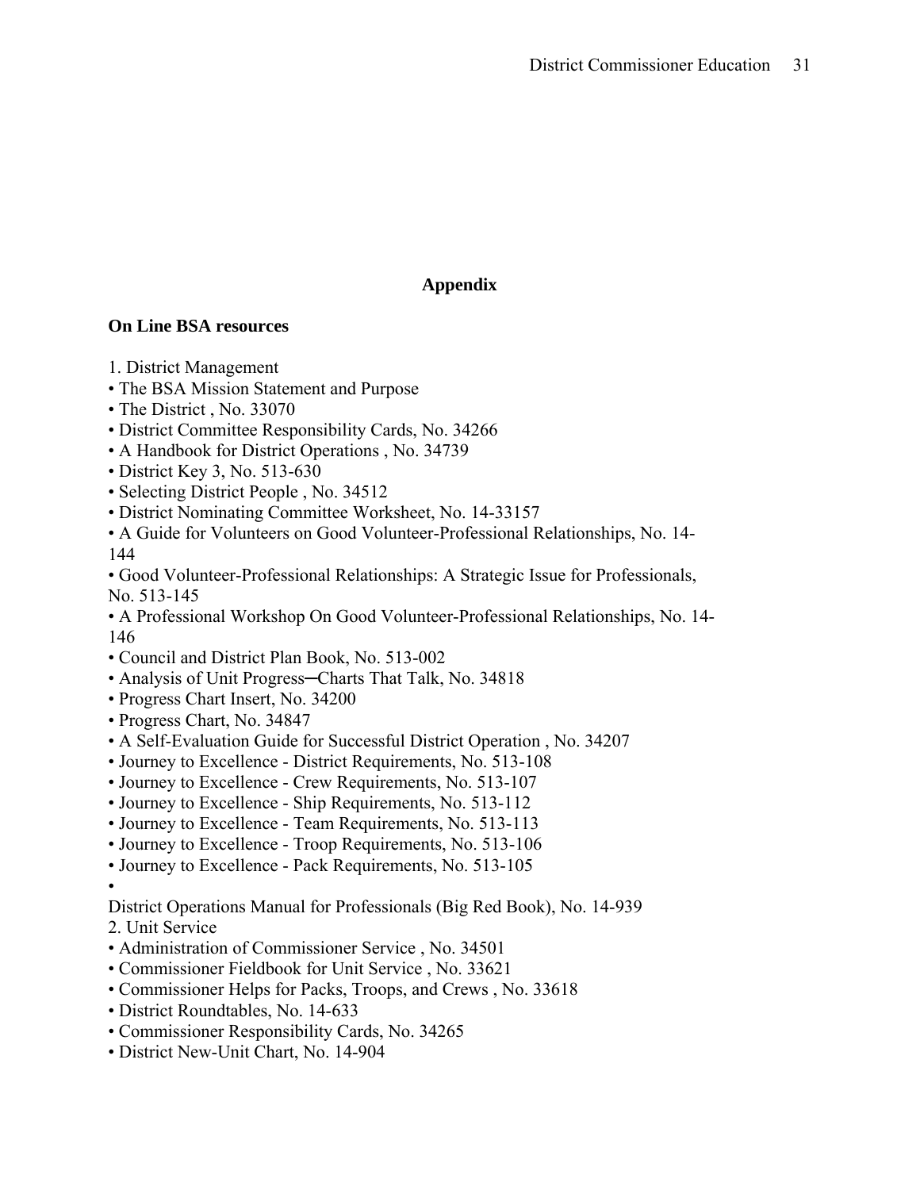## Appendix

**On Line BSA resources**

1. District Management

- The BSA Mission Statement and Purpose
- The District , No. 33070
- District Committee Responsibility Cards, No. 34266
- A Handbook for District Operations , No. 34739
- District Key 3, No. 513-630
- Selecting District People , No. 34512
- District Nominating Committee Worksheet, No. 14-33157
- A Guide for Volunteers on Good Volunteer-Professional Relationships, No. 14-144
- Good Volunteer-Professional Relationships: A Strategic Issue for Professionals, No. 513-145
- A Professional Workshop On Good Volunteer-Professional Relationships, No. 14-146
- Council and District Plan Book, No. 513-002
- Analysis of Unit Progress─Charts That Talk, No. 34818
- Progress Chart Insert, No. 34200
- Progress Chart, No. 34847
- A Self-Evaluation Guide for Successful District Operation , No. 34207
- Journey to Excellence - District Requirements, No. 513-108
- Journey to Excellence - Crew Requirements, No. 513-107
- Journey to Excellence - Ship Requirements, No. 513-112
- Journey to Excellence - Team Requirements, No. 513-113
- Journey to Excellence - Troop Requirements, No. 513-106
- Journey to Excellence - Pack Requirements, No. 513-105
- 

District Operations Manual for Professionals (Big Red Book), No. 14-939

2. Unit Service

- Administration of Commissioner Service , No. 34501
- Commissioner Fieldbook for Unit Service , No. 33621
- Commissioner Helps for Packs, Troops, and Crews , No. 33618
- District Roundtables, No. 14-633
- Commissioner Responsibility Cards, No. 34265
- District New-Unit Chart, No. 14-904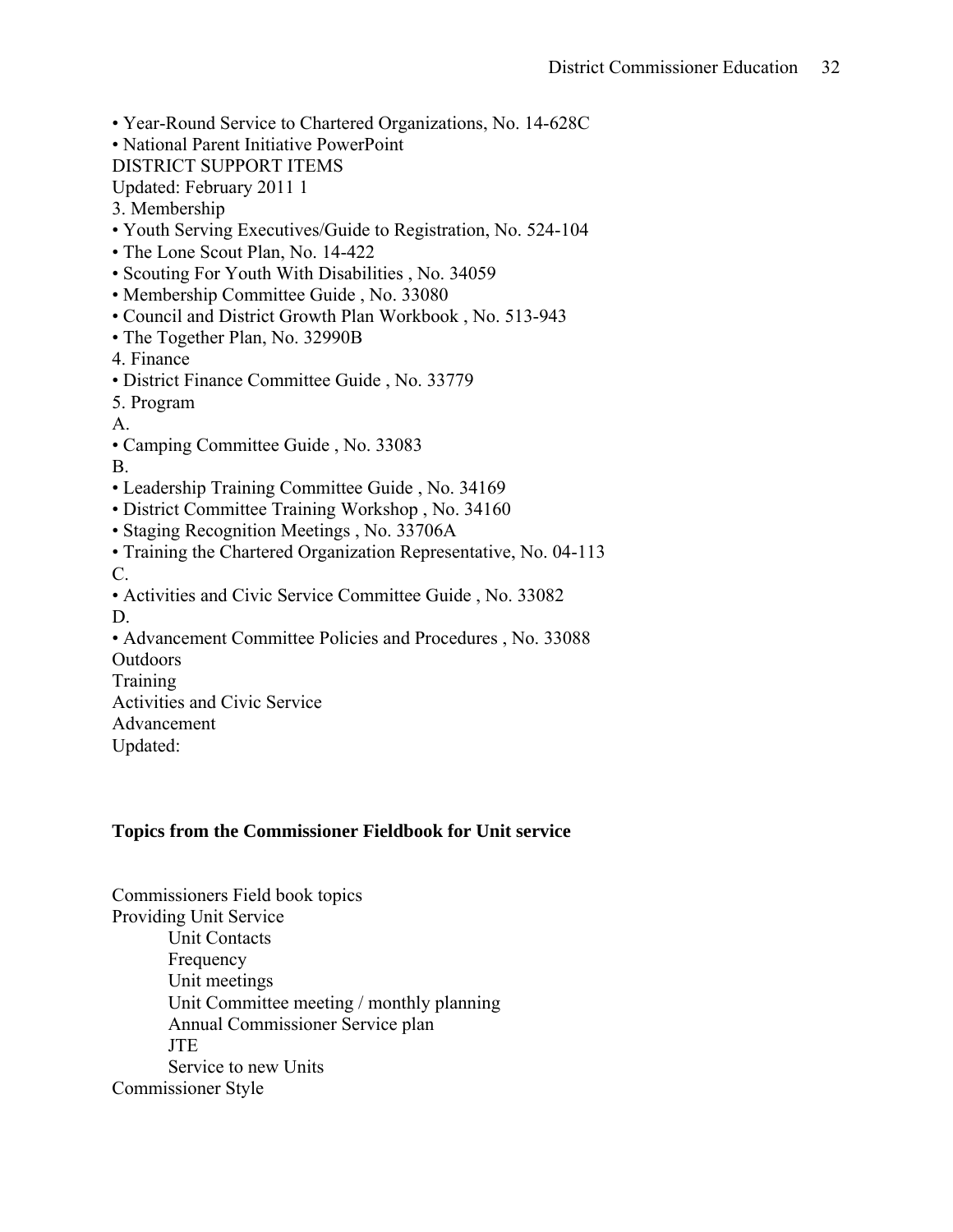- Year-Round Service to Chartered Organizations, No. 14-628C
- National Parent Initiative PowerPoint

DISTRICT SUPPORT ITEMS

Updated: February 2011 1

3. Membership

- Youth Serving Executives/Guide to Registration, No. 524-104
- The Lone Scout Plan, No. 14-422
- Scouting For Youth With Disabilities , No. 34059
- Membership Committee Guide , No. 33080
- Council and District Growth Plan Workbook , No. 513-943
- The Together Plan, No. 32990B

4. Finance

- District Finance Committee Guide , No. 33779

5. Program

A.

- Camping Committee Guide , No. 33083

B.

- Leadership Training Committee Guide , No. 34169
- District Committee Training Workshop , No. 34160
- Staging Recognition Meetings , No. 33706A
- Training the Chartered Organization Representative, No. 04-113

C.

- Activities and Civic Service Committee Guide , No. 33082

D.

- Advancement Committee Policies and Procedures , No. 33088

Outdoors

Training

Activities and Civic Service

Advancement

Updated:

**Topics from the Commissioner Fieldbook for Unit service**

Commissioners Field book topics

Providing Unit Service

- Unit Contacts
- Frequency
- Unit meetings
- Unit Committee meeting / monthly planning
- Annual Commissioner Service plan
- JTE
- Service to new Units

Commissioner Style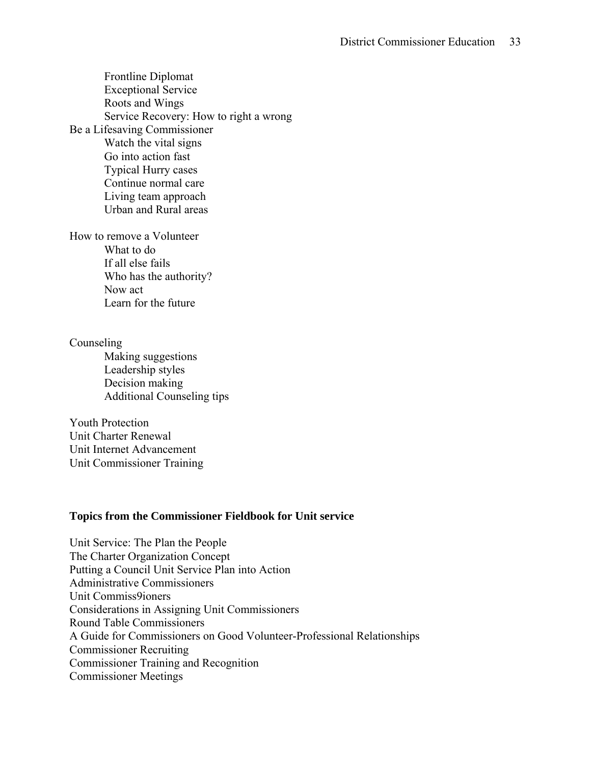- Frontline Diplomat
- Exceptional Service
- Roots and Wings
- Service Recovery: How to right a wrong

Be a Lifesaving Commissioner

- Watch the vital signs
- Go into action fast
- Typical Hurry cases
- Continue normal care
- Living team approach
- Urban and Rural areas

How to remove a Volunteer

- What to do
- If all else fails
- Who has the authority?
- Now act
- Learn for the future

Counseling

- Making suggestions
- Leadership styles
- Decision making
- Additional Counseling tips

Youth Protection
Unit Charter Renewal
Unit Internet Advancement
Unit Commissioner Training

**Topics from the Commissioner Fieldbook for Unit service**

Unit Service: The Plan the People
The Charter Organization Concept
Putting a Council Unit Service Plan into Action
Administrative Commissioners
Unit Commiss9ioners
Considerations in Assigning Unit Commissioners
Round Table Commissioners
A Guide for Commissioners on Good Volunteer-Professional Relationships
Commissioner Recruiting
Commissioner Training and Recognition
Commissioner Meetings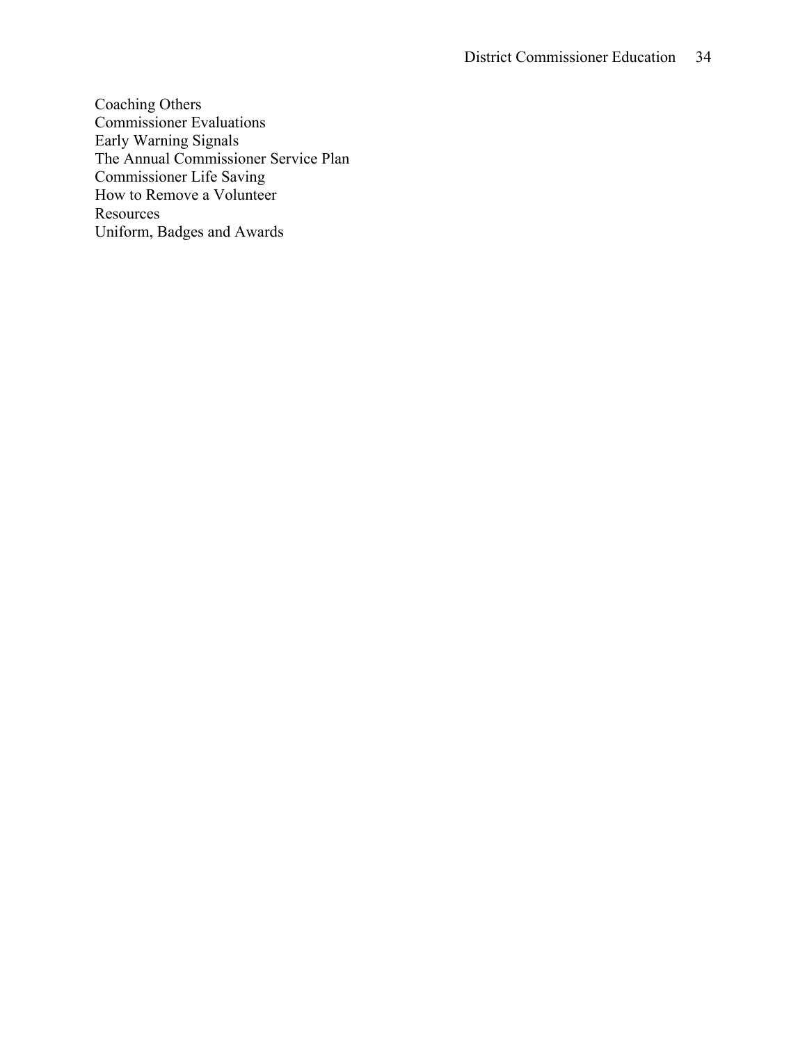Coaching Others
Commissioner Evaluations
Early Warning Signals
The Annual Commissioner Service Plan
Commissioner Life Saving
How to Remove a Volunteer
Resources
Uniform, Badges and Awards